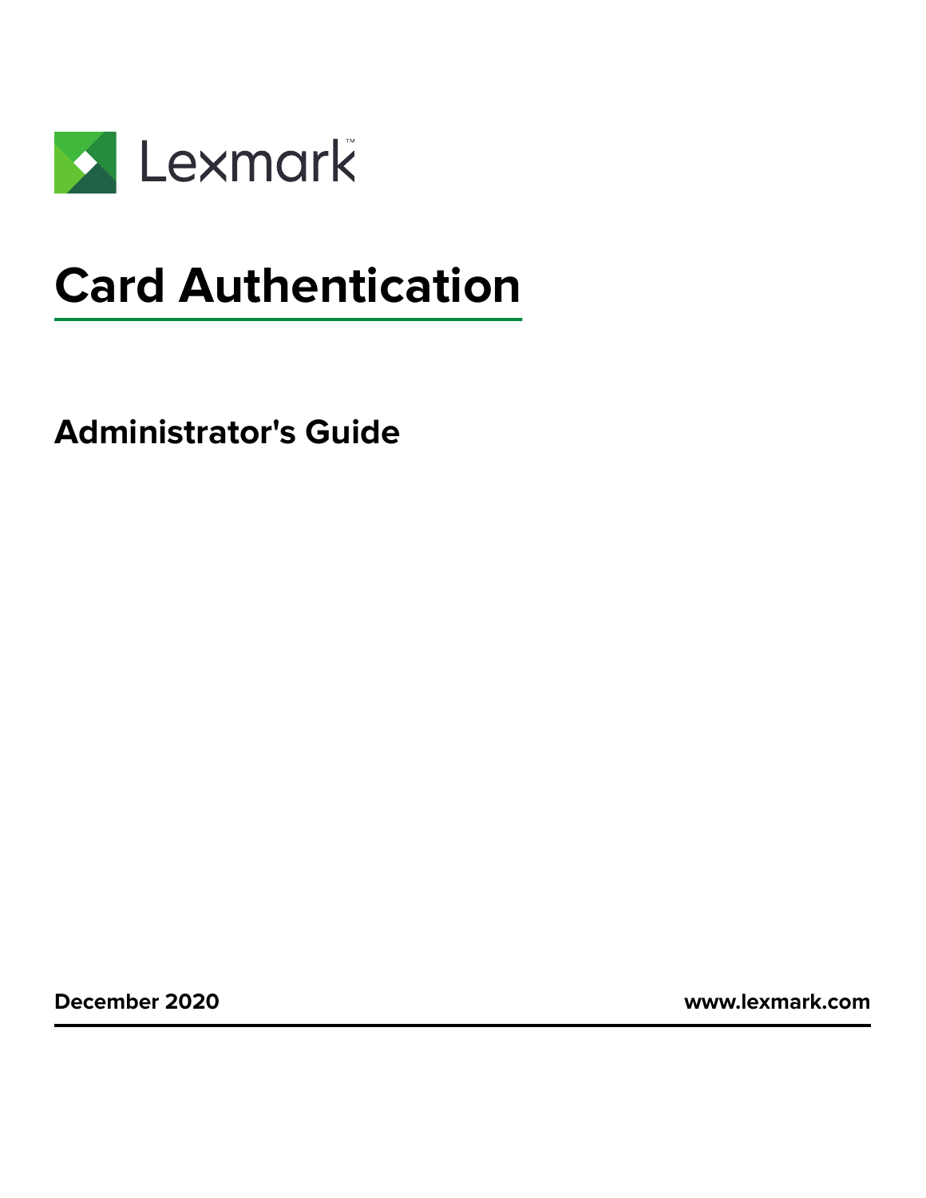Lexmark

# Card Authentication

## Administrator's Guide

December 2020

www.lexmark.com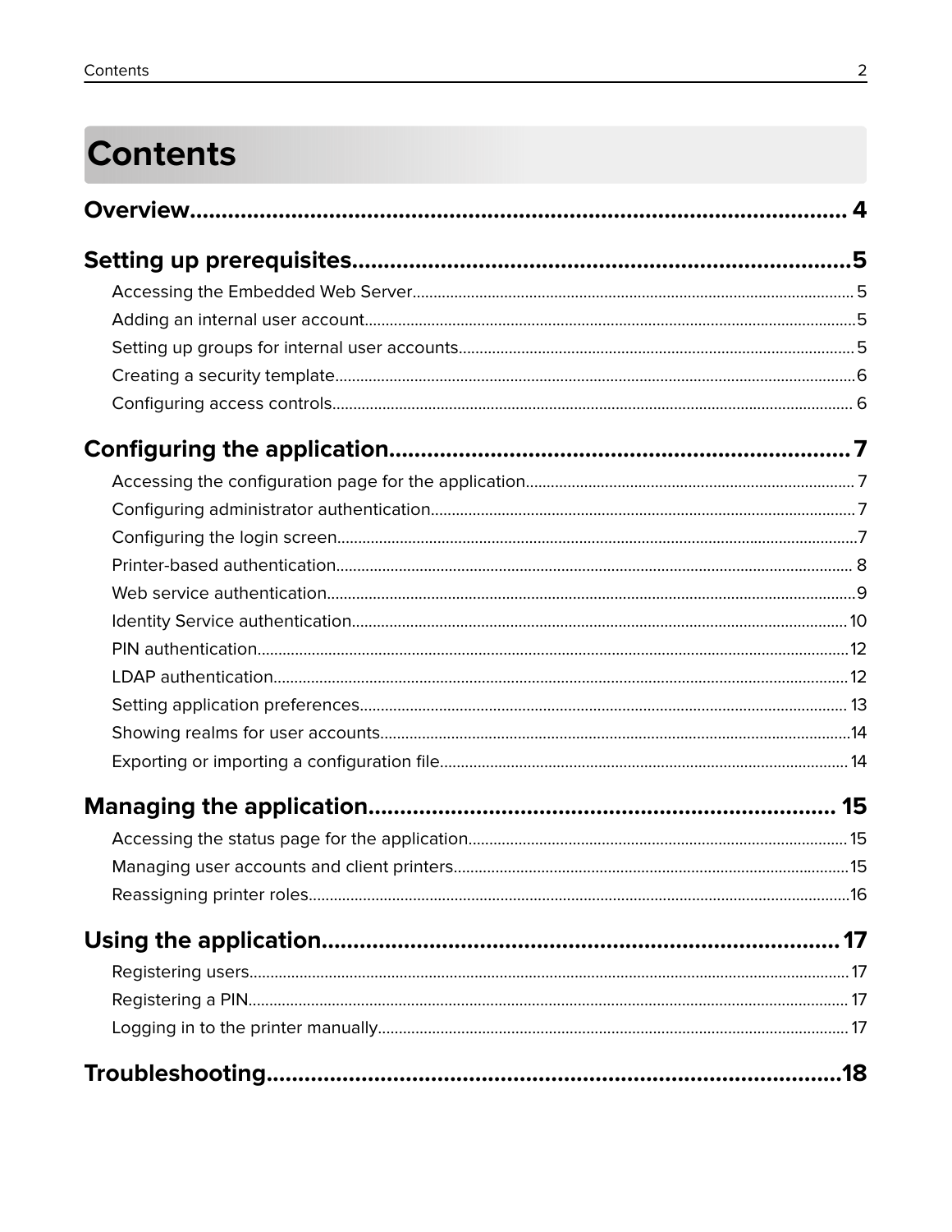# Contents

**Overview** ..... 4

**Setting up prerequisites** ..... 5

- Accessing the Embedded Web Server ..... 5
- Adding an internal user account ..... 5
- Setting up groups for internal user accounts ..... 5
- Creating a security template ..... 6
- Configuring access controls ..... 6

**Configuring the application** ..... 7

- Accessing the configuration page for the application ..... 7
- Configuring administrator authentication ..... 7
- Configuring the login screen ..... 7
- Printer-based authentication ..... 8
- Web service authentication ..... 9
- Identity Service authentication ..... 10
- PIN authentication ..... 12
- LDAP authentication ..... 12
- Setting application preferences ..... 13
- Showing realms for user accounts ..... 14
- Exporting or importing a configuration file ..... 14

**Managing the application** ..... 15

- Accessing the status page for the application ..... 15
- Managing user accounts and client printers ..... 15
- Reassigning printer roles ..... 16

**Using the application** ..... 17

- Registering users ..... 17
- Registering a PIN ..... 17
- Logging in to the printer manually ..... 17

**Troubleshooting** ..... 18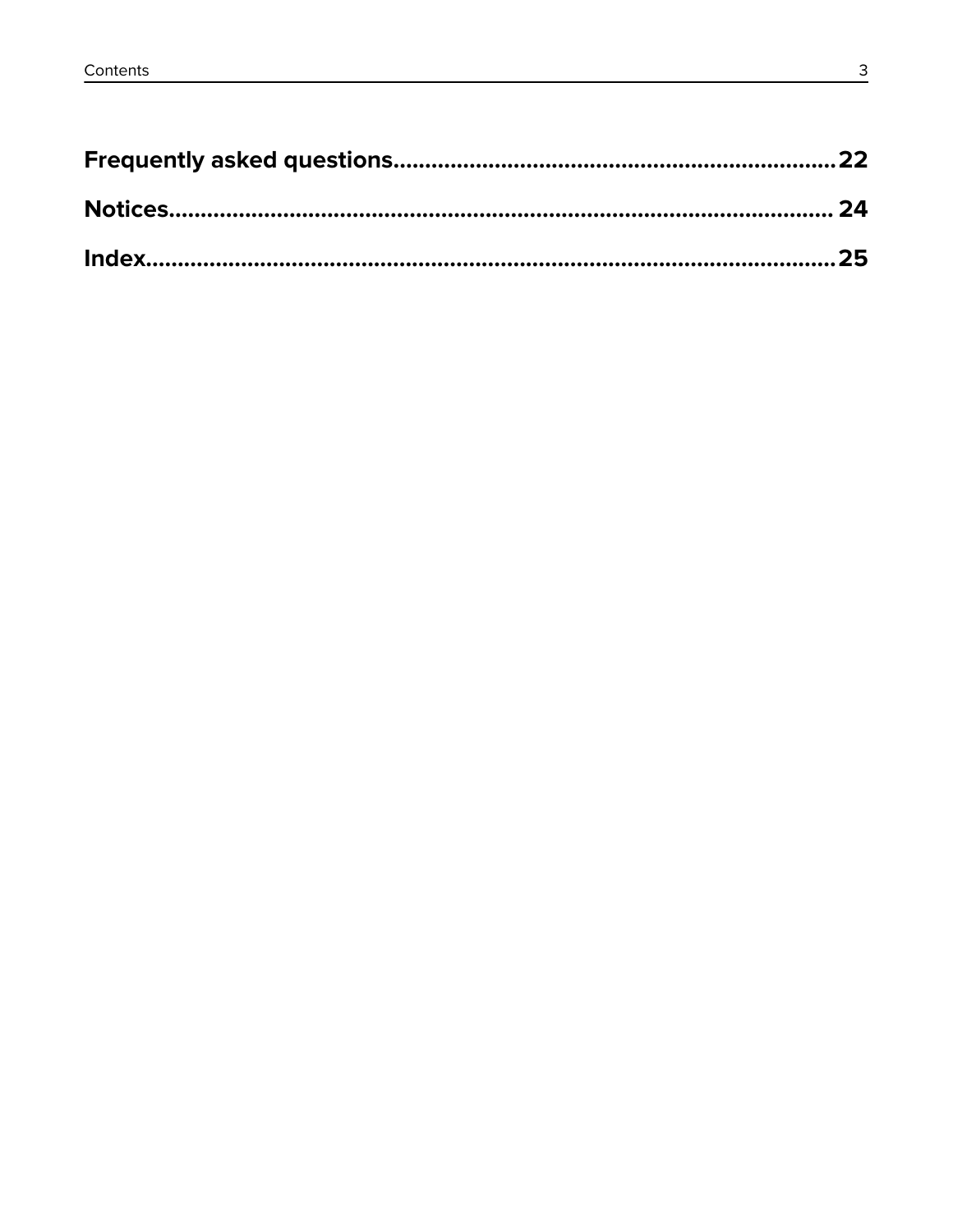**Frequently asked questions....................................................................22**

**Notices.................................................................................................24**

**Index....................................................................................................25**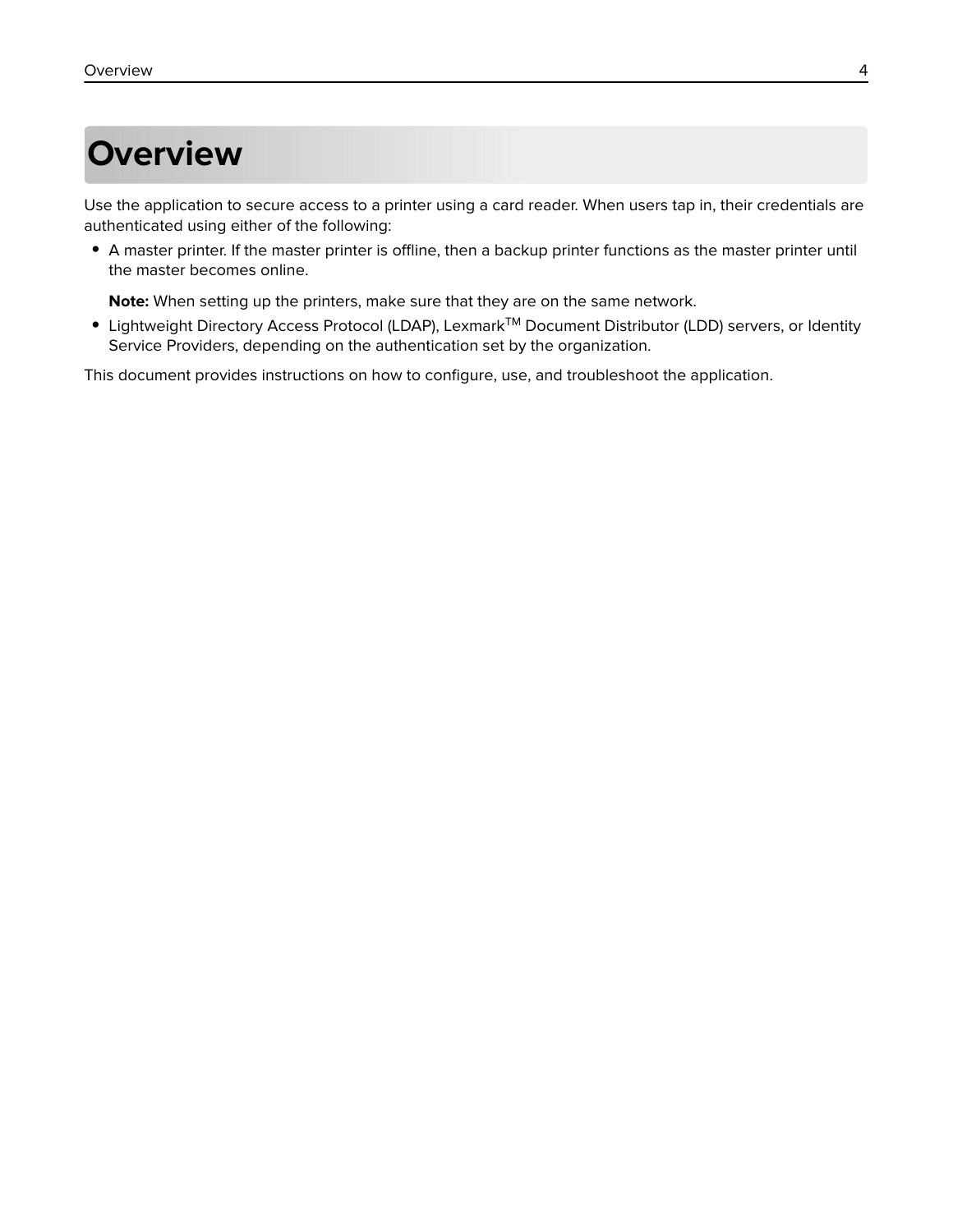# Overview

Use the application to secure access to a printer using a card reader. When users tap in, their credentials are authenticated using either of the following:

- A master printer. If the master printer is offline, then a backup printer functions as the master printer until the master becomes online.

  **Note:** When setting up the printers, make sure that they are on the same network.

- Lightweight Directory Access Protocol (LDAP), Lexmark™ Document Distributor (LDD) servers, or Identity Service Providers, depending on the authentication set by the organization.

This document provides instructions on how to configure, use, and troubleshoot the application.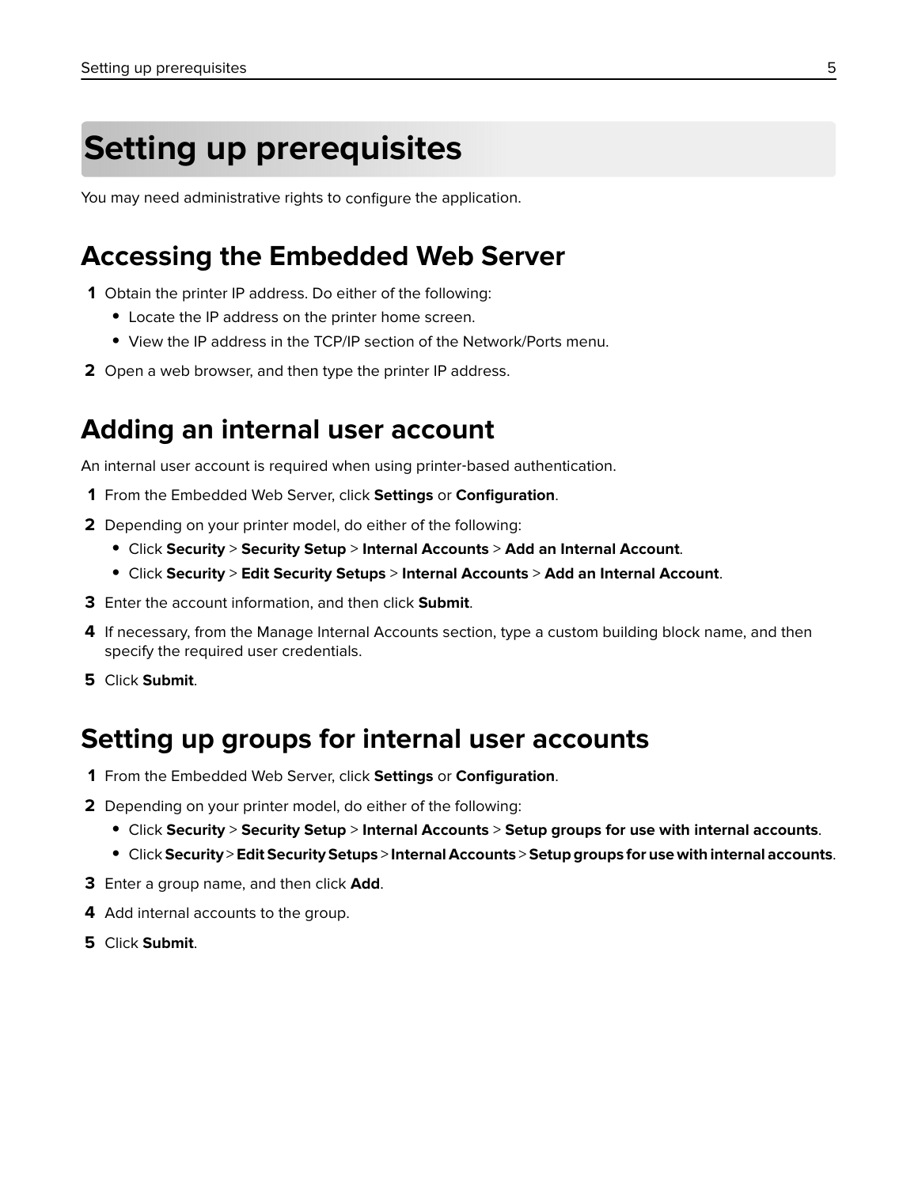# Setting up prerequisites

You may need administrative rights to configure the application.

## Accessing the Embedded Web Server

1. Obtain the printer IP address. Do either of the following:
   - Locate the IP address on the printer home screen.
   - View the IP address in the TCP/IP section of the Network/Ports menu.
2. Open a web browser, and then type the printer IP address.

## Adding an internal user account

An internal user account is required when using printer‑based authentication.

1. From the Embedded Web Server, click **Settings** or **Configuration**.
2. Depending on your printer model, do either of the following:
   - Click **Security** > **Security Setup** > **Internal Accounts** > **Add an Internal Account**.
   - Click **Security** > **Edit Security Setups** > **Internal Accounts** > **Add an Internal Account**.
3. Enter the account information, and then click **Submit**.
4. If necessary, from the Manage Internal Accounts section, type a custom building block name, and then specify the required user credentials.
5. Click **Submit**.

## Setting up groups for internal user accounts

1. From the Embedded Web Server, click **Settings** or **Configuration**.
2. Depending on your printer model, do either of the following:
   - Click **Security** > **Security Setup** > **Internal Accounts** > **Setup groups for use with internal accounts**.
   - Click **Security** > **Edit Security Setups** > **Internal Accounts** > **Setup groups for use with internal accounts**.
3. Enter a group name, and then click **Add**.
4. Add internal accounts to the group.
5. Click **Submit**.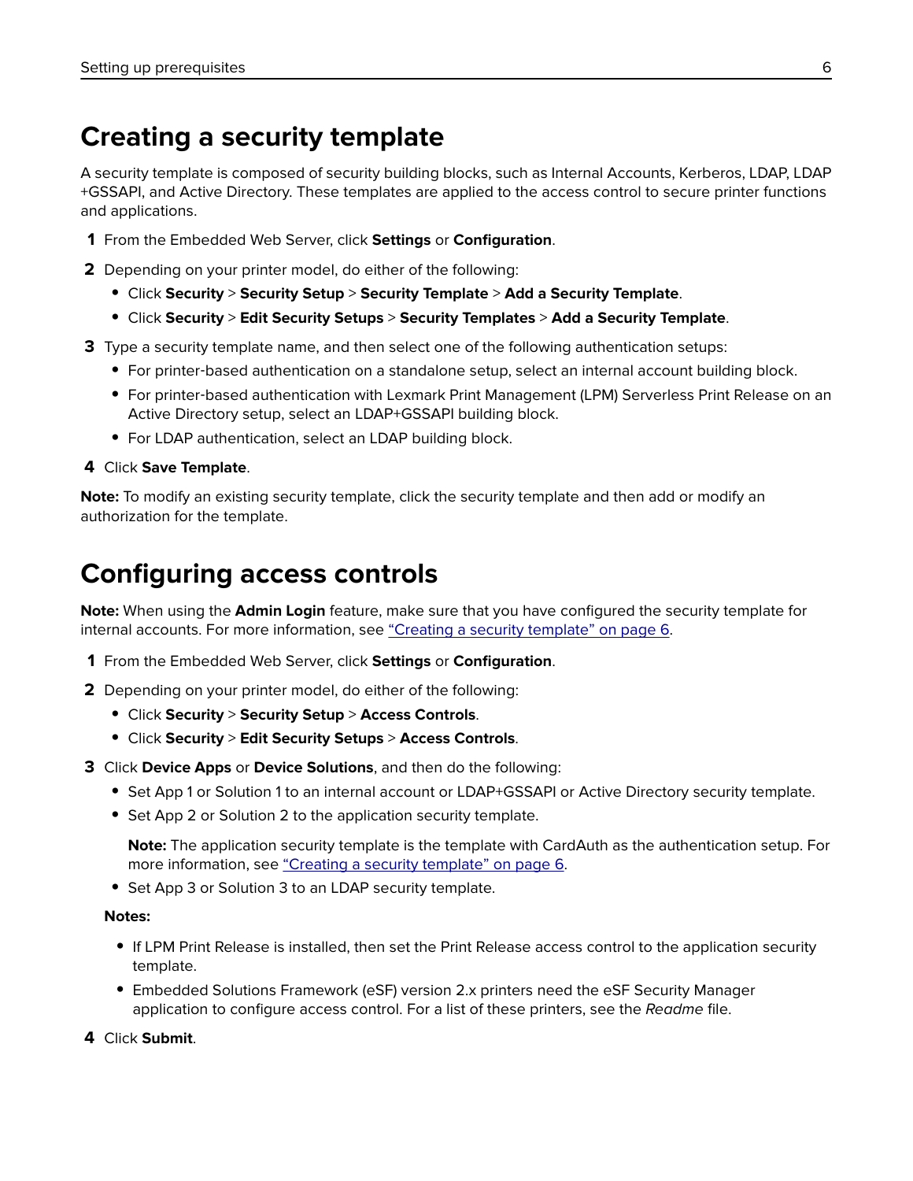# Creating a security template

A security template is composed of security building blocks, such as Internal Accounts, Kerberos, LDAP, LDAP +GSSAPI, and Active Directory. These templates are applied to the access control to secure printer functions and applications.

1. From the Embedded Web Server, click **Settings** or **Configuration**.
2. Depending on your printer model, do either of the following:
   - Click **Security** > **Security Setup** > **Security Template** > **Add a Security Template**.
   - Click **Security** > **Edit Security Setups** > **Security Templates** > **Add a Security Template**.
3. Type a security template name, and then select one of the following authentication setups:
   - For printer-based authentication on a standalone setup, select an internal account building block.
   - For printer-based authentication with Lexmark Print Management (LPM) Serverless Print Release on an Active Directory setup, select an LDAP+GSSAPI building block.
   - For LDAP authentication, select an LDAP building block.
4. Click **Save Template**.

**Note:** To modify an existing security template, click the security template and then add or modify an authorization for the template.

# Configuring access controls

**Note:** When using the **Admin Login** feature, make sure that you have configured the security template for internal accounts. For more information, see "Creating a security template" on page 6.

1. From the Embedded Web Server, click **Settings** or **Configuration**.
2. Depending on your printer model, do either of the following:
   - Click **Security** > **Security Setup** > **Access Controls**.
   - Click **Security** > **Edit Security Setups** > **Access Controls**.
3. Click **Device Apps** or **Device Solutions**, and then do the following:
   - Set App 1 or Solution 1 to an internal account or LDAP+GSSAPI or Active Directory security template.
   - Set App 2 or Solution 2 to the application security template.

     **Note:** The application security template is the template with CardAuth as the authentication setup. For more information, see "Creating a security template" on page 6.

   - Set App 3 or Solution 3 to an LDAP security template.

   **Notes:**

   - If LPM Print Release is installed, then set the Print Release access control to the application security template.
   - Embedded Solutions Framework (eSF) version 2.x printers need the eSF Security Manager application to configure access control. For a list of these printers, see the *Readme* file.
4. Click **Submit**.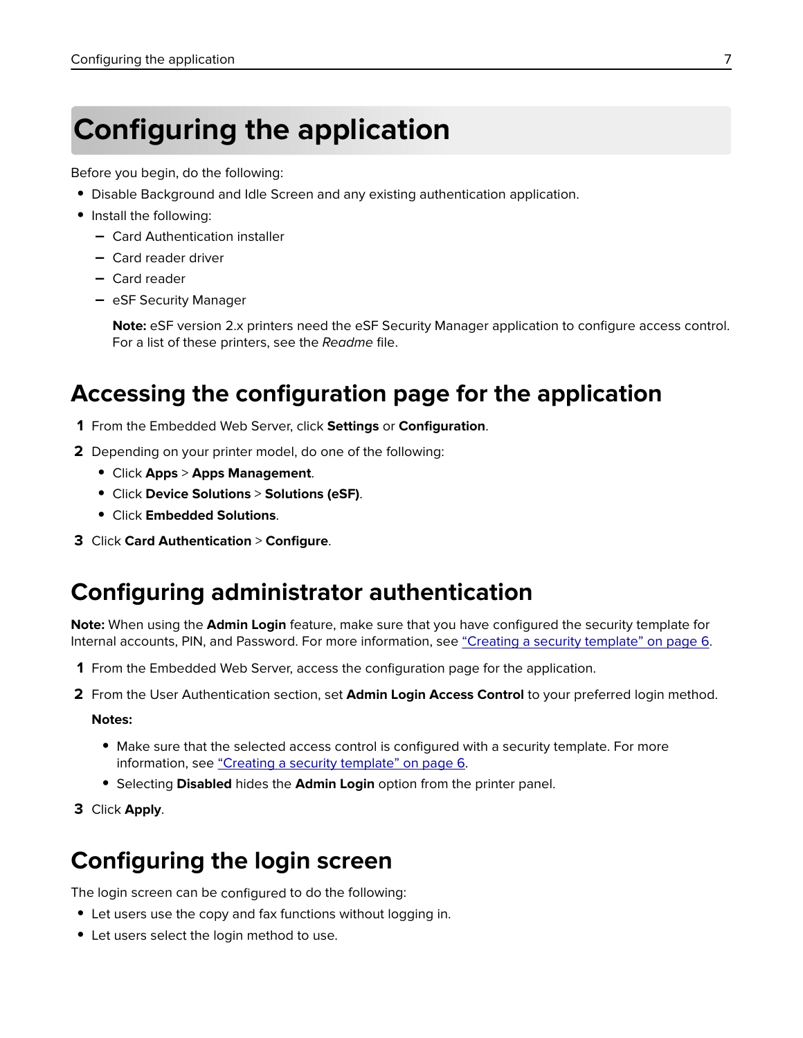# Configuring the application

Before you begin, do the following:

- Disable Background and Idle Screen and any existing authentication application.
- Install the following:
  - Card Authentication installer
  - Card reader driver
  - Card reader
  - eSF Security Manager

    **Note:** eSF version 2.x printers need the eSF Security Manager application to configure access control. For a list of these printers, see the *Readme* file.

## Accessing the configuration page for the application

1. From the Embedded Web Server, click **Settings** or **Configuration**.
2. Depending on your printer model, do one of the following:
   - Click **Apps** > **Apps Management**.
   - Click **Device Solutions** > **Solutions (eSF)**.
   - Click **Embedded Solutions**.
3. Click **Card Authentication** > **Configure**.

## Configuring administrator authentication

**Note:** When using the **Admin Login** feature, make sure that you have configured the security template for Internal accounts, PIN, and Password. For more information, see "Creating a security template" on page 6.

1. From the Embedded Web Server, access the configuration page for the application.
2. From the User Authentication section, set **Admin Login Access Control** to your preferred login method.

   **Notes:**

   - Make sure that the selected access control is configured with a security template. For more information, see "Creating a security template" on page 6.
   - Selecting **Disabled** hides the **Admin Login** option from the printer panel.
3. Click **Apply**.

## Configuring the login screen

The login screen can be configured to do the following:

- Let users use the copy and fax functions without logging in.
- Let users select the login method to use.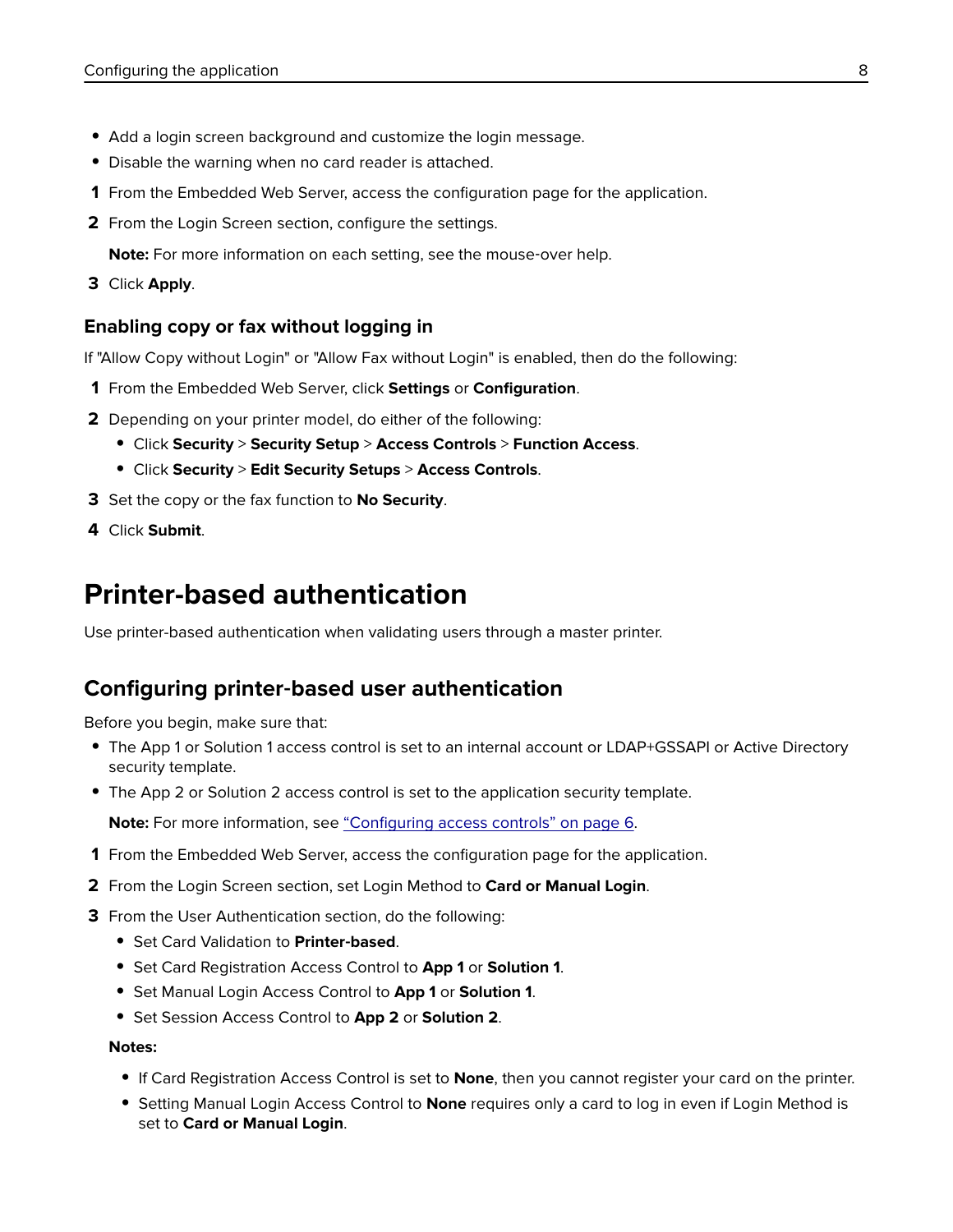- Add a login screen background and customize the login message.
- Disable the warning when no card reader is attached.

1. From the Embedded Web Server, access the configuration page for the application.
2. From the Login Screen section, configure the settings.

   **Note:** For more information on each setting, see the mouse-over help.

3. Click **Apply**.

### Enabling copy or fax without logging in

If "Allow Copy without Login" or "Allow Fax without Login" is enabled, then do the following:

1. From the Embedded Web Server, click **Settings** or **Configuration**.
2. Depending on your printer model, do either of the following:
   - Click **Security** > **Security Setup** > **Access Controls** > **Function Access**.
   - Click **Security** > **Edit Security Setups** > **Access Controls**.
3. Set the copy or the fax function to **No Security**.
4. Click **Submit**.

# Printer-based authentication

Use printer-based authentication when validating users through a master printer.

## Configuring printer-based user authentication

Before you begin, make sure that:

- The App 1 or Solution 1 access control is set to an internal account or LDAP+GSSAPI or Active Directory security template.
- The App 2 or Solution 2 access control is set to the application security template.

  **Note:** For more information, see "Configuring access controls" on page 6.

1. From the Embedded Web Server, access the configuration page for the application.
2. From the Login Screen section, set Login Method to **Card or Manual Login**.
3. From the User Authentication section, do the following:
   - Set Card Validation to **Printer-based**.
   - Set Card Registration Access Control to **App 1** or **Solution 1**.
   - Set Manual Login Access Control to **App 1** or **Solution 1**.
   - Set Session Access Control to **App 2** or **Solution 2**.

   **Notes:**

   - If Card Registration Access Control is set to **None**, then you cannot register your card on the printer.
   - Setting Manual Login Access Control to **None** requires only a card to log in even if Login Method is set to **Card or Manual Login**.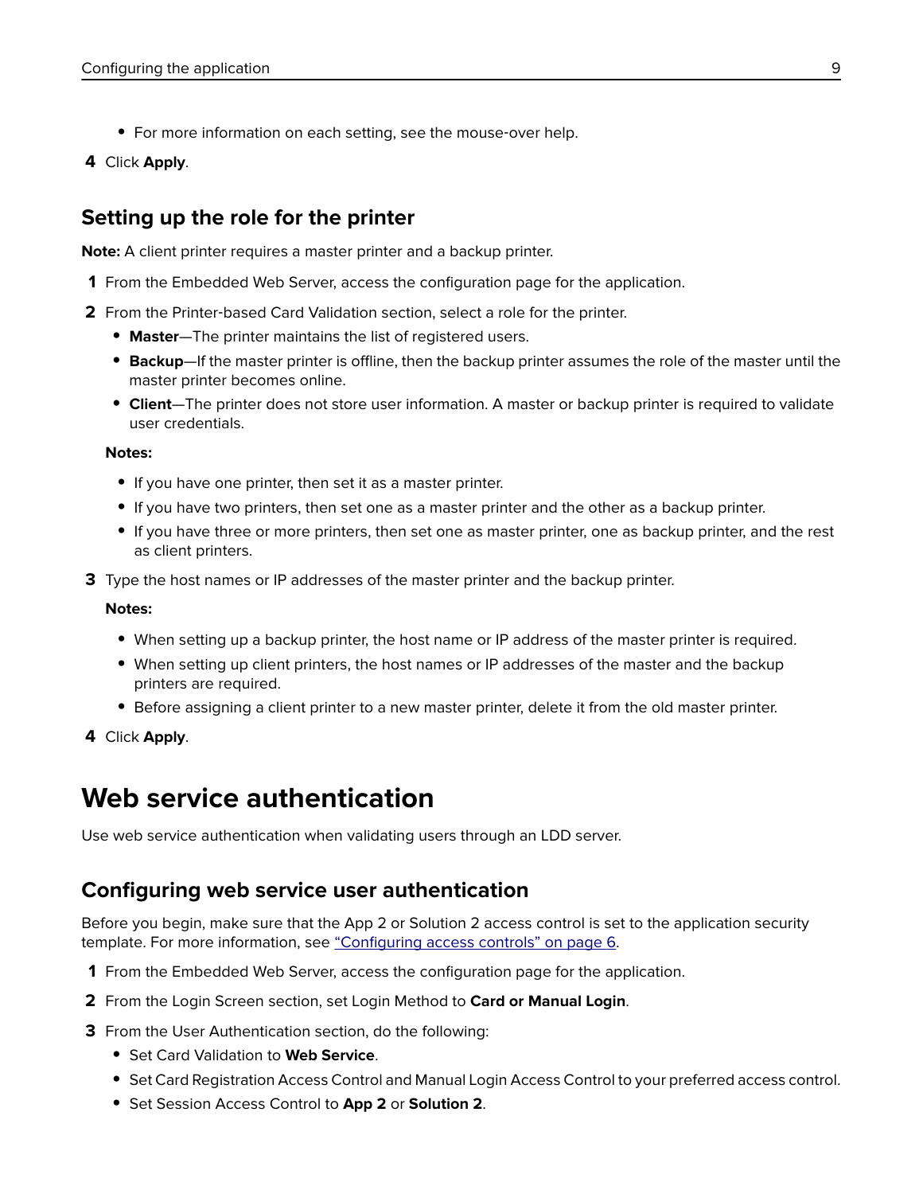- For more information on each setting, see the mouse-over help.

4. Click **Apply**.

## Setting up the role for the printer

**Note:** A client printer requires a master printer and a backup printer.

1. From the Embedded Web Server, access the configuration page for the application.
2. From the Printer-based Card Validation section, select a role for the printer.
   - **Master**—The printer maintains the list of registered users.
   - **Backup**—If the master printer is offline, then the backup printer assumes the role of the master until the master printer becomes online.
   - **Client**—The printer does not store user information. A master or backup printer is required to validate user credentials.

   **Notes:**

   - If you have one printer, then set it as a master printer.
   - If you have two printers, then set one as a master printer and the other as a backup printer.
   - If you have three or more printers, then set one as master printer, one as backup printer, and the rest as client printers.
3. Type the host names or IP addresses of the master printer and the backup printer.

   **Notes:**

   - When setting up a backup printer, the host name or IP address of the master printer is required.
   - When setting up client printers, the host names or IP addresses of the master and the backup printers are required.
   - Before assigning a client printer to a new master printer, delete it from the old master printer.
4. Click **Apply**.

# Web service authentication

Use web service authentication when validating users through an LDD server.

## Configuring web service user authentication

Before you begin, make sure that the App 2 or Solution 2 access control is set to the application security template. For more information, see "Configuring access controls" on page 6.

1. From the Embedded Web Server, access the configuration page for the application.
2. From the Login Screen section, set Login Method to **Card or Manual Login**.
3. From the User Authentication section, do the following:
   - Set Card Validation to **Web Service**.
   - Set Card Registration Access Control and Manual Login Access Control to your preferred access control.
   - Set Session Access Control to **App 2** or **Solution 2**.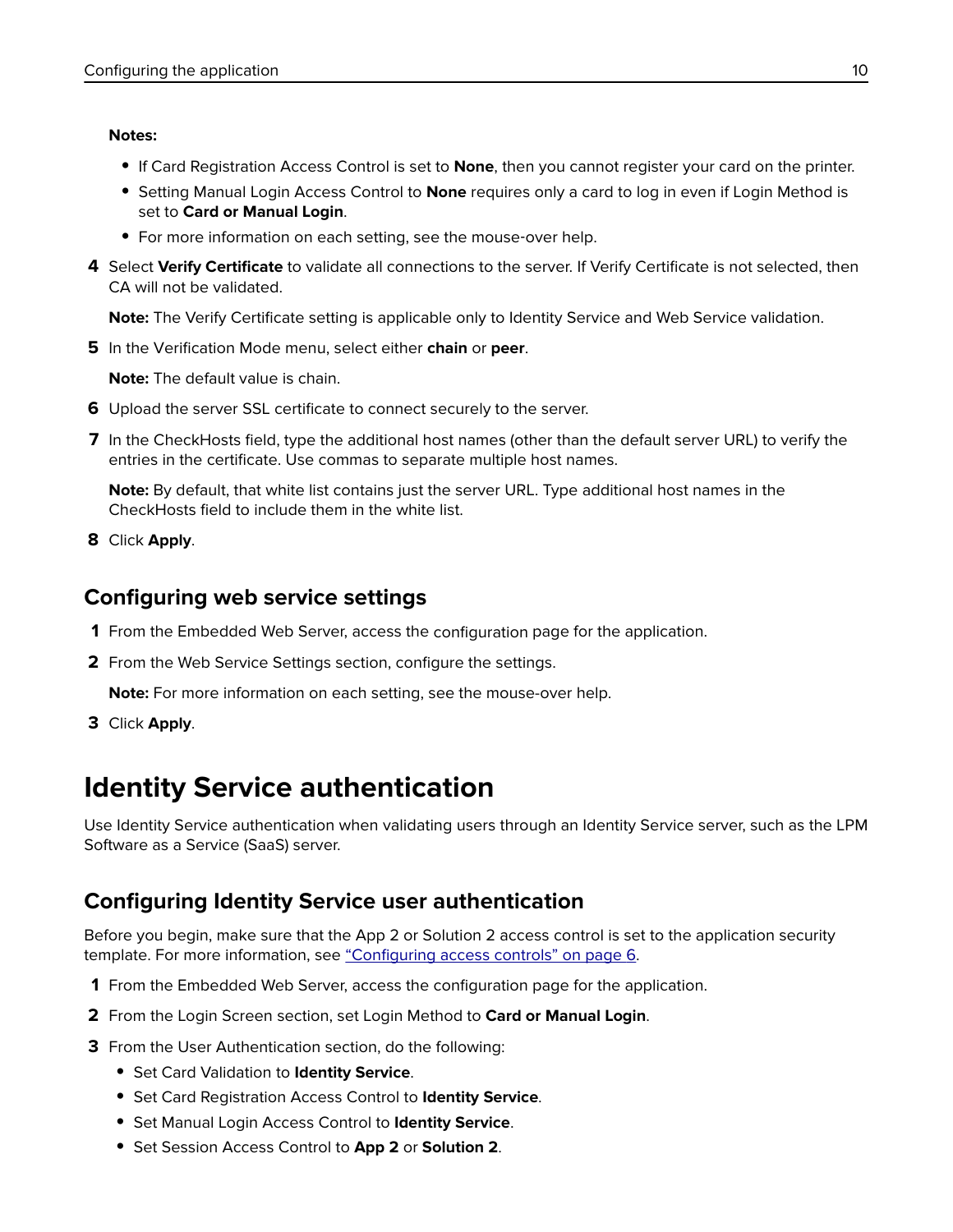**Notes:**

- If Card Registration Access Control is set to **None**, then you cannot register your card on the printer.
- Setting Manual Login Access Control to **None** requires only a card to log in even if Login Method is set to **Card or Manual Login**.
- For more information on each setting, see the mouse-over help.

4. Select **Verify Certificate** to validate all connections to the server. If Verify Certificate is not selected, then CA will not be validated.

   **Note:** The Verify Certificate setting is applicable only to Identity Service and Web Service validation.

5. In the Verification Mode menu, select either **chain** or **peer**.

   **Note:** The default value is chain.

6. Upload the server SSL certificate to connect securely to the server.
7. In the CheckHosts field, type the additional host names (other than the default server URL) to verify the entries in the certificate. Use commas to separate multiple host names.

   **Note:** By default, that white list contains just the server URL. Type additional host names in the CheckHosts field to include them in the white list.

8. Click **Apply**.

## Configuring web service settings

1. From the Embedded Web Server, access the configuration page for the application.
2. From the Web Service Settings section, configure the settings.

   **Note:** For more information on each setting, see the mouse-over help.

3. Click **Apply**.

# Identity Service authentication

Use Identity Service authentication when validating users through an Identity Service server, such as the LPM Software as a Service (SaaS) server.

## Configuring Identity Service user authentication

Before you begin, make sure that the App 2 or Solution 2 access control is set to the application security template. For more information, see "Configuring access controls" on page 6.

1. From the Embedded Web Server, access the configuration page for the application.
2. From the Login Screen section, set Login Method to **Card or Manual Login**.
3. From the User Authentication section, do the following:
   - Set Card Validation to **Identity Service**.
   - Set Card Registration Access Control to **Identity Service**.
   - Set Manual Login Access Control to **Identity Service**.
   - Set Session Access Control to **App 2** or **Solution 2**.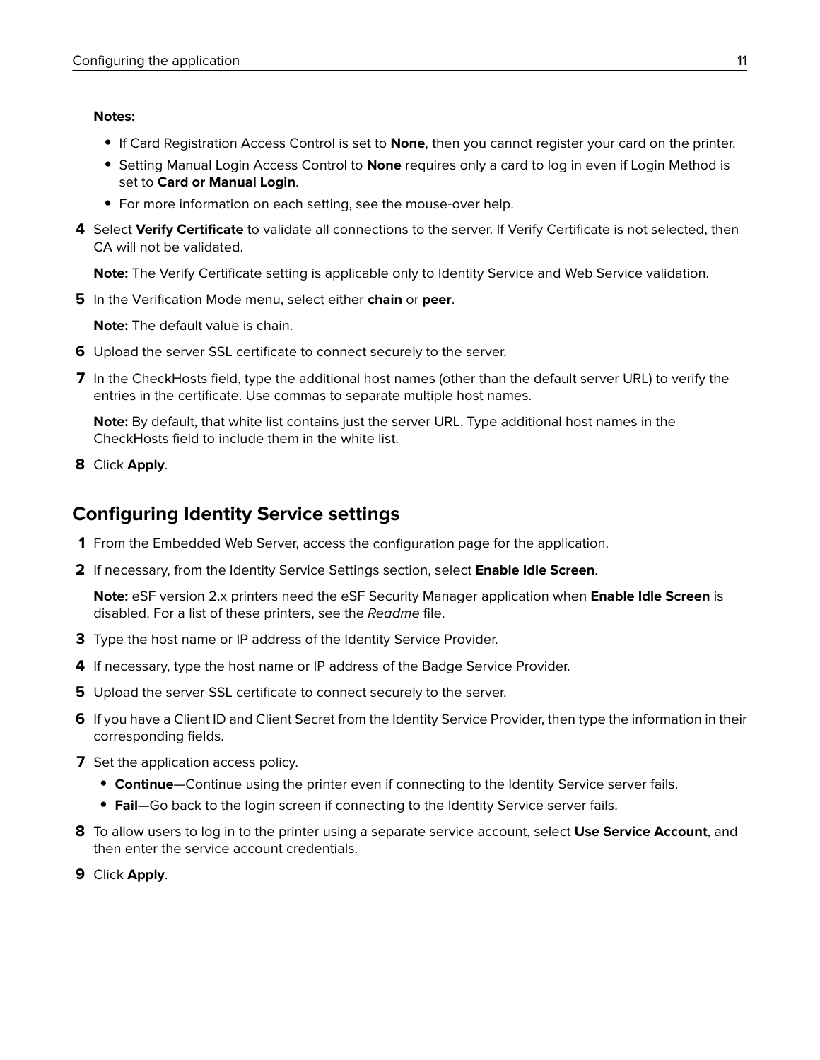**Notes:**

- If Card Registration Access Control is set to **None**, then you cannot register your card on the printer.
- Setting Manual Login Access Control to **None** requires only a card to log in even if Login Method is set to **Card or Manual Login**.
- For more information on each setting, see the mouse-over help.

4. Select **Verify Certificate** to validate all connections to the server. If Verify Certificate is not selected, then CA will not be validated.

   **Note:** The Verify Certificate setting is applicable only to Identity Service and Web Service validation.

5. In the Verification Mode menu, select either **chain** or **peer**.

   **Note:** The default value is chain.

6. Upload the server SSL certificate to connect securely to the server.
7. In the CheckHosts field, type the additional host names (other than the default server URL) to verify the entries in the certificate. Use commas to separate multiple host names.

   **Note:** By default, that white list contains just the server URL. Type additional host names in the CheckHosts field to include them in the white list.

8. Click **Apply**.

## Configuring Identity Service settings

1. From the Embedded Web Server, access the configuration page for the application.
2. If necessary, from the Identity Service Settings section, select **Enable Idle Screen**.

   **Note:** eSF version 2.x printers need the eSF Security Manager application when **Enable Idle Screen** is disabled. For a list of these printers, see the *Readme* file.

3. Type the host name or IP address of the Identity Service Provider.
4. If necessary, type the host name or IP address of the Badge Service Provider.
5. Upload the server SSL certificate to connect securely to the server.
6. If you have a Client ID and Client Secret from the Identity Service Provider, then type the information in their corresponding fields.
7. Set the application access policy.
   - **Continue**—Continue using the printer even if connecting to the Identity Service server fails.
   - **Fail**—Go back to the login screen if connecting to the Identity Service server fails.
8. To allow users to log in to the printer using a separate service account, select **Use Service Account**, and then enter the service account credentials.
9. Click **Apply**.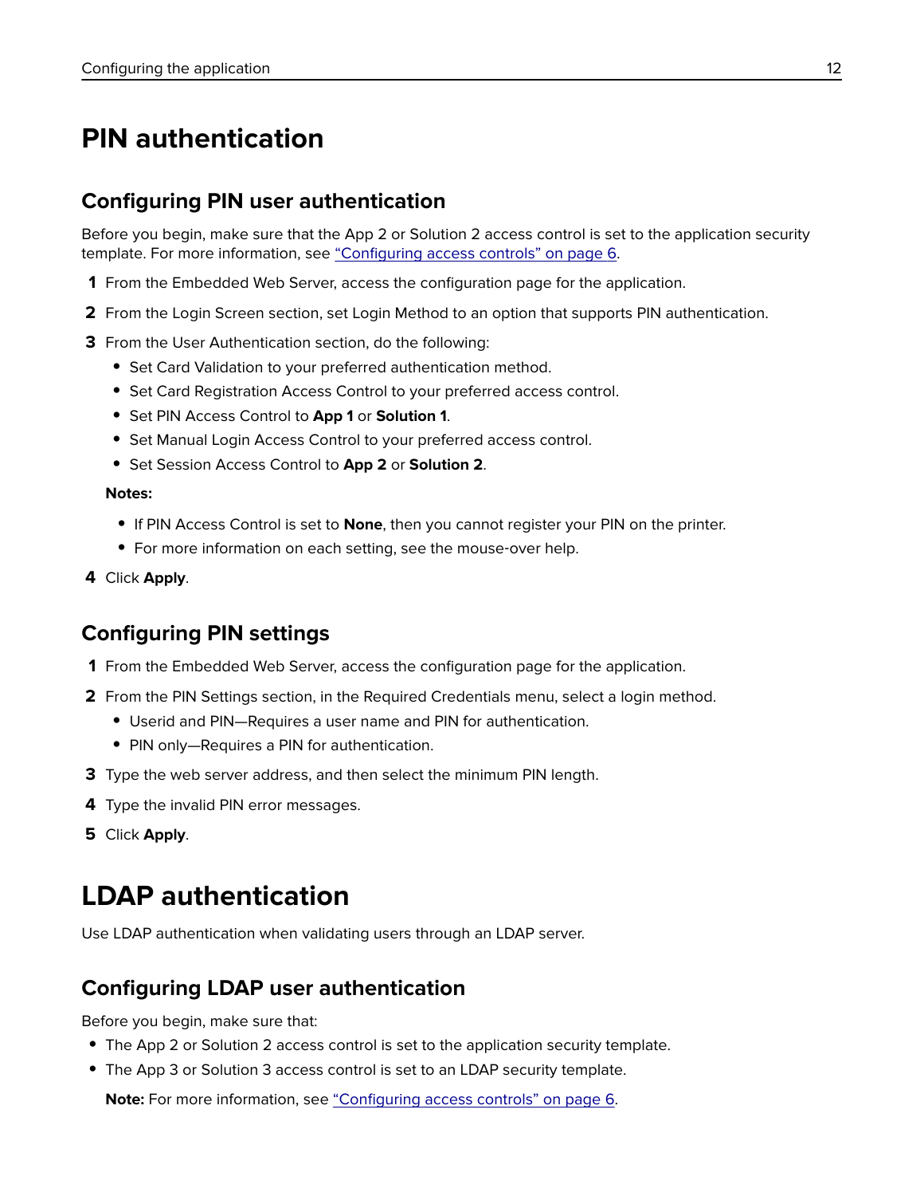# PIN authentication

## Configuring PIN user authentication

Before you begin, make sure that the App 2 or Solution 2 access control is set to the application security template. For more information, see "Configuring access controls" on page 6.

1. From the Embedded Web Server, access the configuration page for the application.
2. From the Login Screen section, set Login Method to an option that supports PIN authentication.
3. From the User Authentication section, do the following:
   - Set Card Validation to your preferred authentication method.
   - Set Card Registration Access Control to your preferred access control.
   - Set PIN Access Control to **App 1** or **Solution 1**.
   - Set Manual Login Access Control to your preferred access control.
   - Set Session Access Control to **App 2** or **Solution 2**.

   **Notes:**

   - If PIN Access Control is set to **None**, then you cannot register your PIN on the printer.
   - For more information on each setting, see the mouse-over help.
4. Click **Apply**.

## Configuring PIN settings

1. From the Embedded Web Server, access the configuration page for the application.
2. From the PIN Settings section, in the Required Credentials menu, select a login method.
   - Userid and PIN—Requires a user name and PIN for authentication.
   - PIN only—Requires a PIN for authentication.
3. Type the web server address, and then select the minimum PIN length.
4. Type the invalid PIN error messages.
5. Click **Apply**.

# LDAP authentication

Use LDAP authentication when validating users through an LDAP server.

## Configuring LDAP user authentication

Before you begin, make sure that:

- The App 2 or Solution 2 access control is set to the application security template.
- The App 3 or Solution 3 access control is set to an LDAP security template.

  **Note:** For more information, see "Configuring access controls" on page 6.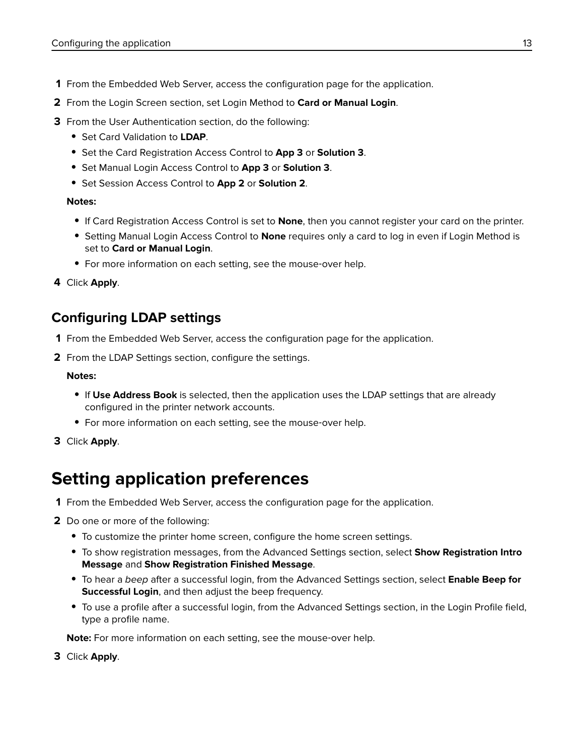1. From the Embedded Web Server, access the configuration page for the application.
2. From the Login Screen section, set Login Method to **Card or Manual Login**.
3. From the User Authentication section, do the following:
   - Set Card Validation to **LDAP**.
   - Set the Card Registration Access Control to **App 3** or **Solution 3**.
   - Set Manual Login Access Control to **App 3** or **Solution 3**.
   - Set Session Access Control to **App 2** or **Solution 2**.

   **Notes:**

   - If Card Registration Access Control is set to **None**, then you cannot register your card on the printer.
   - Setting Manual Login Access Control to **None** requires only a card to log in even if Login Method is set to **Card or Manual Login**.
   - For more information on each setting, see the mouse-over help.
4. Click **Apply**.

### Configuring LDAP settings

1. From the Embedded Web Server, access the configuration page for the application.
2. From the LDAP Settings section, configure the settings.

   **Notes:**

   - If **Use Address Book** is selected, then the application uses the LDAP settings that are already configured in the printer network accounts.
   - For more information on each setting, see the mouse-over help.
3. Click **Apply**.

## Setting application preferences

1. From the Embedded Web Server, access the configuration page for the application.
2. Do one or more of the following:
   - To customize the printer home screen, configure the home screen settings.
   - To show registration messages, from the Advanced Settings section, select **Show Registration Intro Message** and **Show Registration Finished Message**.
   - To hear a *beep* after a successful login, from the Advanced Settings section, select **Enable Beep for Successful Login**, and then adjust the beep frequency.
   - To use a profile after a successful login, from the Advanced Settings section, in the Login Profile field, type a profile name.

   **Note:** For more information on each setting, see the mouse-over help.
3. Click **Apply**.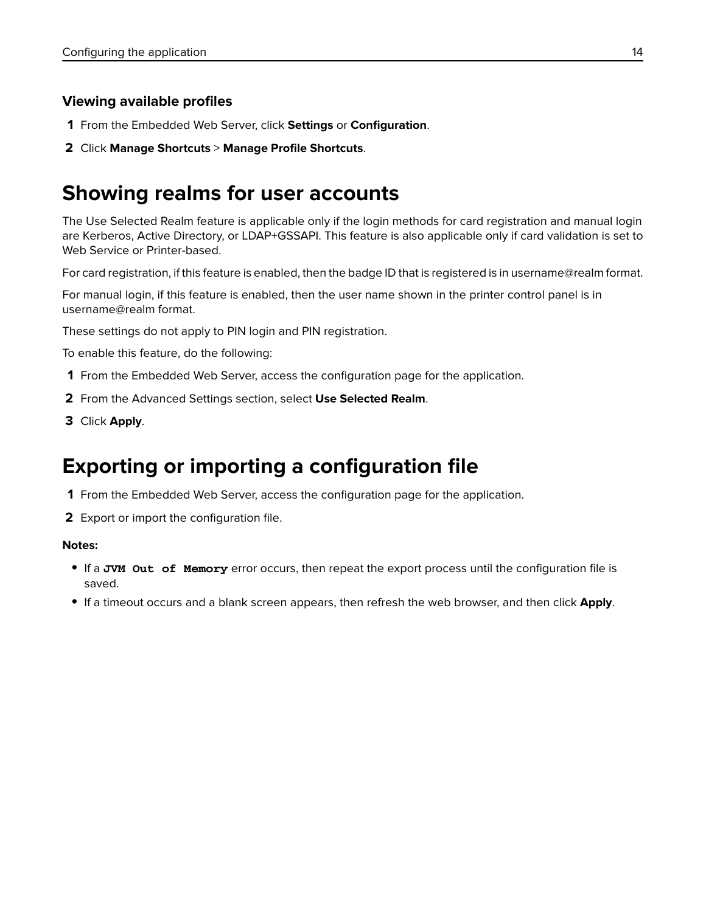### Viewing available profiles

1. From the Embedded Web Server, click **Settings** or **Configuration**.
2. Click **Manage Shortcuts** > **Manage Profile Shortcuts**.

## Showing realms for user accounts

The Use Selected Realm feature is applicable only if the login methods for card registration and manual login are Kerberos, Active Directory, or LDAP+GSSAPI. This feature is also applicable only if card validation is set to Web Service or Printer-based.

For card registration, if this feature is enabled, then the badge ID that is registered is in username@realm format.

For manual login, if this feature is enabled, then the user name shown in the printer control panel is in username@realm format.

These settings do not apply to PIN login and PIN registration.

To enable this feature, do the following:

1. From the Embedded Web Server, access the configuration page for the application.
2. From the Advanced Settings section, select **Use Selected Realm**.
3. Click **Apply**.

## Exporting or importing a configuration file

1. From the Embedded Web Server, access the configuration page for the application.
2. Export or import the configuration file.

**Notes:**

- If a `JVM Out of Memory` error occurs, then repeat the export process until the configuration file is saved.
- If a timeout occurs and a blank screen appears, then refresh the web browser, and then click **Apply**.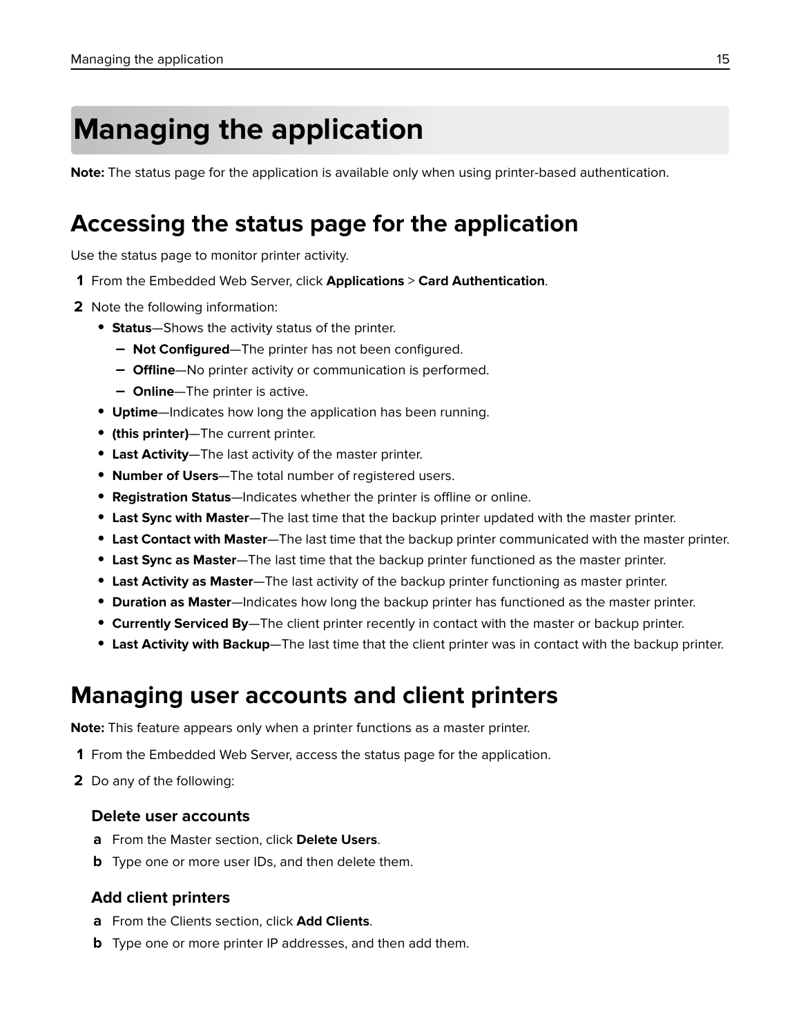# Managing the application

**Note:** The status page for the application is available only when using printer-based authentication.

## Accessing the status page for the application

Use the status page to monitor printer activity.

1. From the Embedded Web Server, click **Applications** > **Card Authentication**.
2. Note the following information:
   - **Status**—Shows the activity status of the printer.
     - **Not Configured**—The printer has not been configured.
     - **Offline**—No printer activity or communication is performed.
     - **Online**—The printer is active.
   - **Uptime**—Indicates how long the application has been running.
   - **(this printer)**—The current printer.
   - **Last Activity**—The last activity of the master printer.
   - **Number of Users**—The total number of registered users.
   - **Registration Status**—Indicates whether the printer is offline or online.
   - **Last Sync with Master**—The last time that the backup printer updated with the master printer.
   - **Last Contact with Master**—The last time that the backup printer communicated with the master printer.
   - **Last Sync as Master**—The last time that the backup printer functioned as the master printer.
   - **Last Activity as Master**—The last activity of the backup printer functioning as master printer.
   - **Duration as Master**—Indicates how long the backup printer has functioned as the master printer.
   - **Currently Serviced By**—The client printer recently in contact with the master or backup printer.
   - **Last Activity with Backup**—The last time that the client printer was in contact with the backup printer.

## Managing user accounts and client printers

**Note:** This feature appears only when a printer functions as a master printer.

1. From the Embedded Web Server, access the status page for the application.
2. Do any of the following:

### Delete user accounts

a. From the Master section, click **Delete Users**.

b. Type one or more user IDs, and then delete them.

### Add client printers

a. From the Clients section, click **Add Clients**.

b. Type one or more printer IP addresses, and then add them.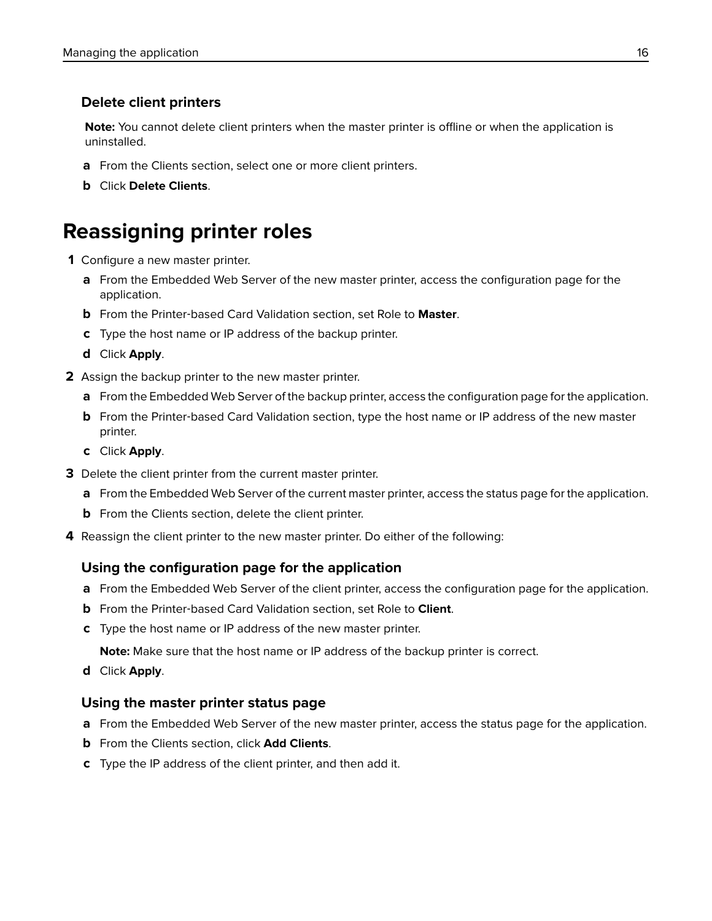### Delete client printers

**Note:** You cannot delete client printers when the master printer is offline or when the application is uninstalled.

**a** From the Clients section, select one or more client printers.

**b** Click **Delete Clients**.

## Reassigning printer roles

**1** Configure a new master printer.

**a** From the Embedded Web Server of the new master printer, access the configuration page for the application.

**b** From the Printer-based Card Validation section, set Role to **Master**.

**c** Type the host name or IP address of the backup printer.

**d** Click **Apply**.

**2** Assign the backup printer to the new master printer.

**a** From the Embedded Web Server of the backup printer, access the configuration page for the application.

**b** From the Printer-based Card Validation section, type the host name or IP address of the new master printer.

**c** Click **Apply**.

**3** Delete the client printer from the current master printer.

**a** From the Embedded Web Server of the current master printer, access the status page for the application.

**b** From the Clients section, delete the client printer.

**4** Reassign the client printer to the new master printer. Do either of the following:

### Using the configuration page for the application

**a** From the Embedded Web Server of the client printer, access the configuration page for the application.

**b** From the Printer-based Card Validation section, set Role to **Client**.

**c** Type the host name or IP address of the new master printer.

**Note:** Make sure that the host name or IP address of the backup printer is correct.

**d** Click **Apply**.

### Using the master printer status page

**a** From the Embedded Web Server of the new master printer, access the status page for the application.

**b** From the Clients section, click **Add Clients**.

**c** Type the IP address of the client printer, and then add it.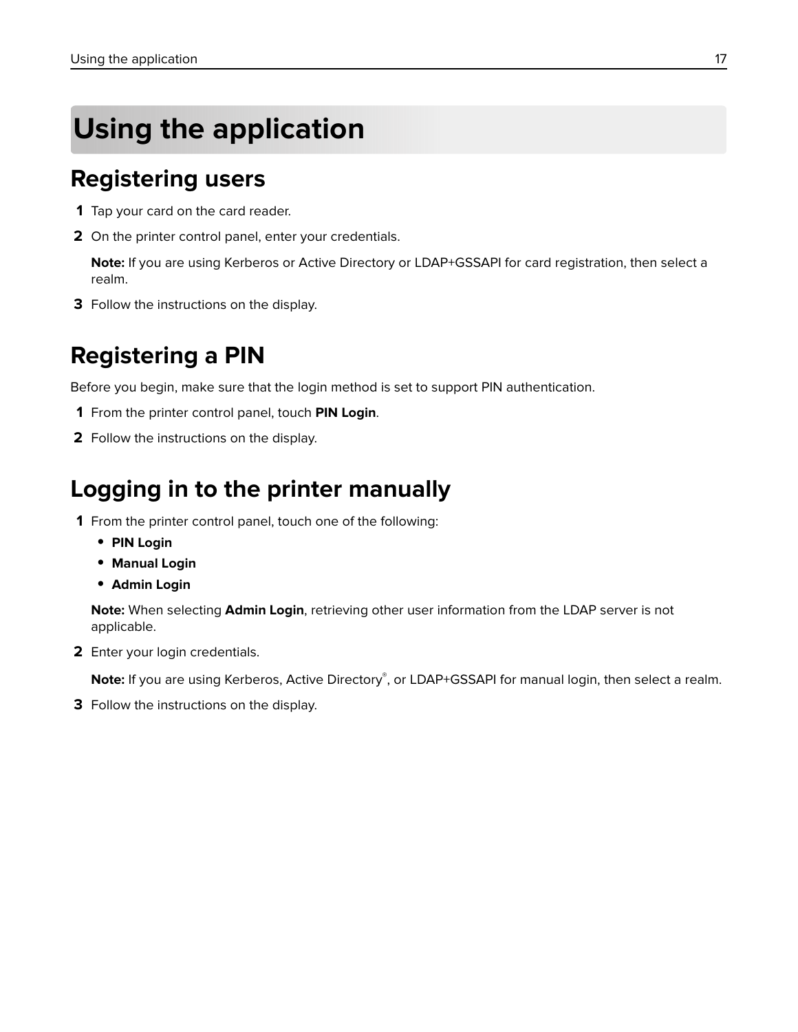# Using the application

## Registering users

1. Tap your card on the card reader.
2. On the printer control panel, enter your credentials.

   **Note:** If you are using Kerberos or Active Directory or LDAP+GSSAPI for card registration, then select a realm.
3. Follow the instructions on the display.

## Registering a PIN

Before you begin, make sure that the login method is set to support PIN authentication.

1. From the printer control panel, touch **PIN Login**.
2. Follow the instructions on the display.

## Logging in to the printer manually

1. From the printer control panel, touch one of the following:
   - **PIN Login**
   - **Manual Login**
   - **Admin Login**

   **Note:** When selecting **Admin Login**, retrieving other user information from the LDAP server is not applicable.
2. Enter your login credentials.

   **Note:** If you are using Kerberos, Active Directory®, or LDAP+GSSAPI for manual login, then select a realm.
3. Follow the instructions on the display.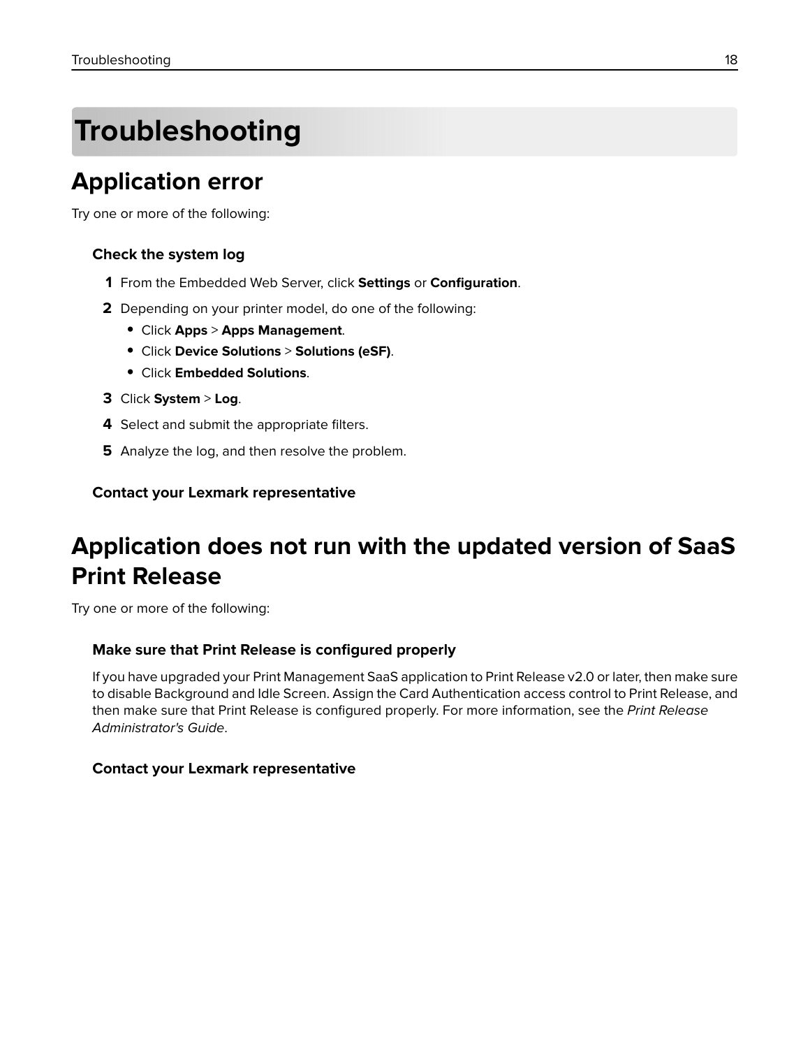# Troubleshooting

## Application error

Try one or more of the following:

### Check the system log

1. From the Embedded Web Server, click **Settings** or **Configuration**.
2. Depending on your printer model, do one of the following:
   - Click **Apps** > **Apps Management**.
   - Click **Device Solutions** > **Solutions (eSF)**.
   - Click **Embedded Solutions**.
3. Click **System** > **Log**.
4. Select and submit the appropriate filters.
5. Analyze the log, and then resolve the problem.

### Contact your Lexmark representative

## Application does not run with the updated version of SaaS Print Release

Try one or more of the following:

### Make sure that Print Release is configured properly

If you have upgraded your Print Management SaaS application to Print Release v2.0 or later, then make sure to disable Background and Idle Screen. Assign the Card Authentication access control to Print Release, and then make sure that Print Release is configured properly. For more information, see the *Print Release Administrator's Guide*.

### Contact your Lexmark representative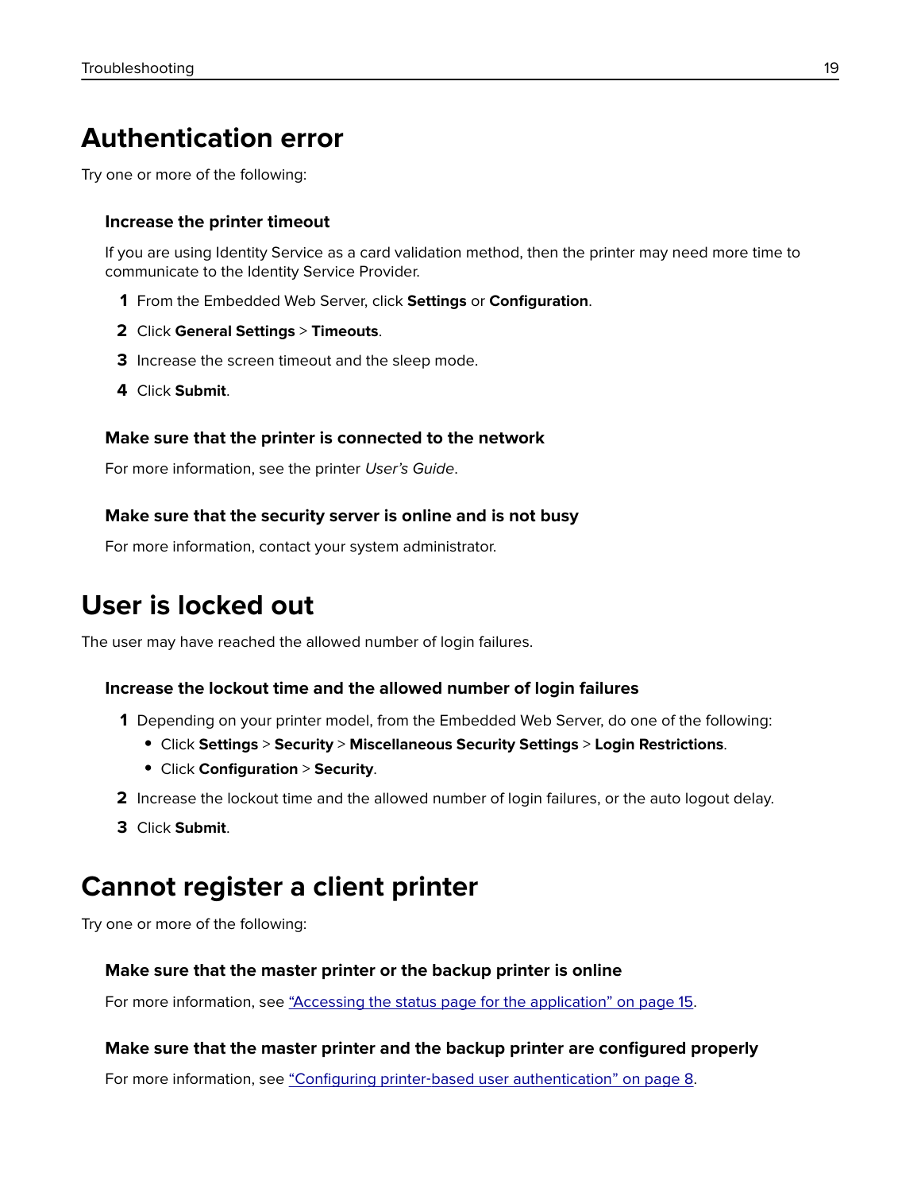# Authentication error

Try one or more of the following:

### Increase the printer timeout

If you are using Identity Service as a card validation method, then the printer may need more time to communicate to the Identity Service Provider.

1. From the Embedded Web Server, click **Settings** or **Configuration**.
2. Click **General Settings** > **Timeouts**.
3. Increase the screen timeout and the sleep mode.
4. Click **Submit**.

### Make sure that the printer is connected to the network

For more information, see the printer *User's Guide*.

### Make sure that the security server is online and is not busy

For more information, contact your system administrator.

# User is locked out

The user may have reached the allowed number of login failures.

### Increase the lockout time and the allowed number of login failures

1. Depending on your printer model, from the Embedded Web Server, do one of the following:
   - Click **Settings** > **Security** > **Miscellaneous Security Settings** > **Login Restrictions**.
   - Click **Configuration** > **Security**.
2. Increase the lockout time and the allowed number of login failures, or the auto logout delay.
3. Click **Submit**.

# Cannot register a client printer

Try one or more of the following:

### Make sure that the master printer or the backup printer is online

For more information, see "Accessing the status page for the application" on page 15.

### Make sure that the master printer and the backup printer are configured properly

For more information, see "Configuring printer-based user authentication" on page 8.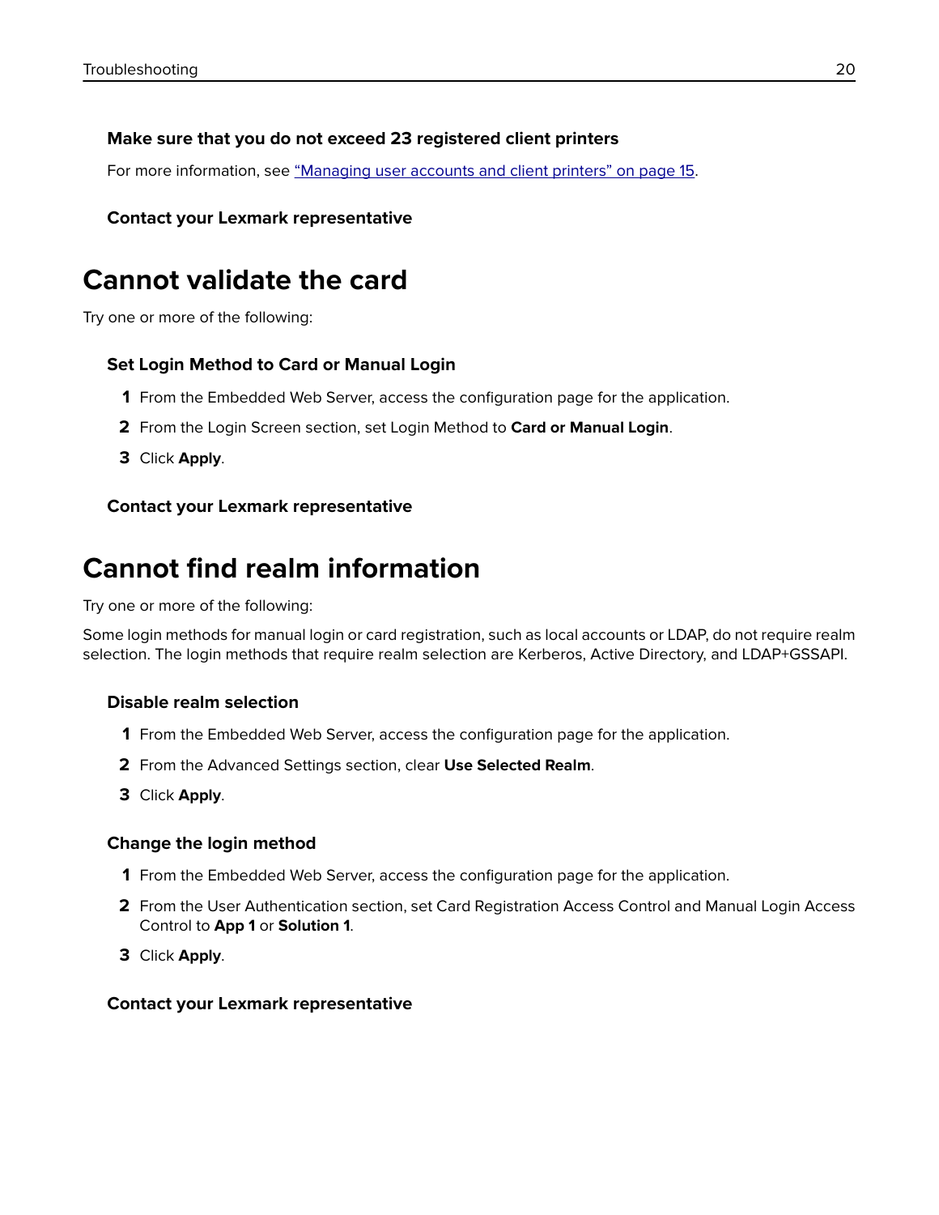### Make sure that you do not exceed 23 registered client printers

For more information, see "Managing user accounts and client printers" on page 15.

### Contact your Lexmark representative

## Cannot validate the card

Try one or more of the following:

### Set Login Method to Card or Manual Login

1. From the Embedded Web Server, access the configuration page for the application.
2. From the Login Screen section, set Login Method to **Card or Manual Login**.
3. Click **Apply**.

### Contact your Lexmark representative

## Cannot find realm information

Try one or more of the following:

Some login methods for manual login or card registration, such as local accounts or LDAP, do not require realm selection. The login methods that require realm selection are Kerberos, Active Directory, and LDAP+GSSAPI.

### Disable realm selection

1. From the Embedded Web Server, access the configuration page for the application.
2. From the Advanced Settings section, clear **Use Selected Realm**.
3. Click **Apply**.

### Change the login method

1. From the Embedded Web Server, access the configuration page for the application.
2. From the User Authentication section, set Card Registration Access Control and Manual Login Access Control to **App 1** or **Solution 1**.
3. Click **Apply**.

### Contact your Lexmark representative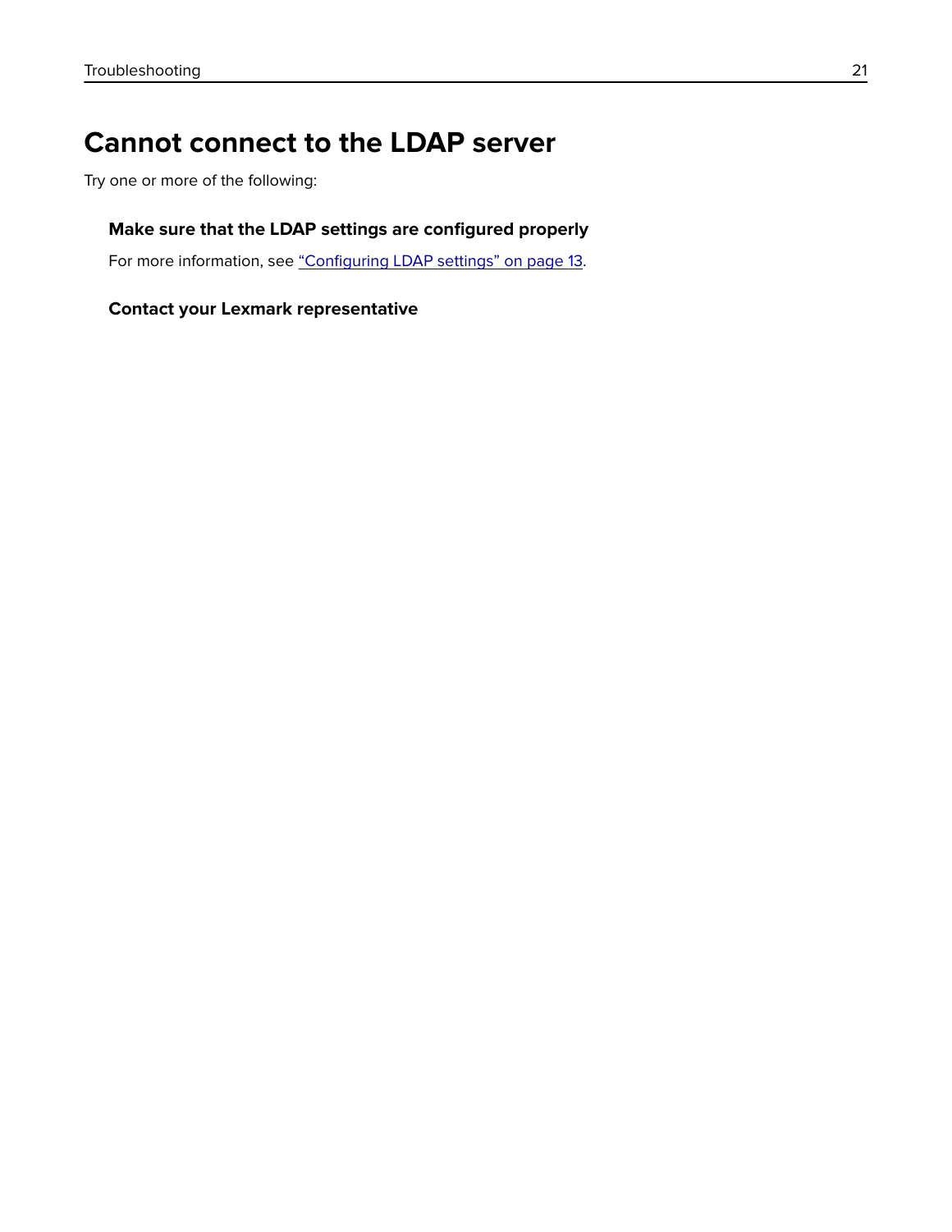# Cannot connect to the LDAP server

Try one or more of the following:

### Make sure that the LDAP settings are configured properly

For more information, see "Configuring LDAP settings" on page 13.

### Contact your Lexmark representative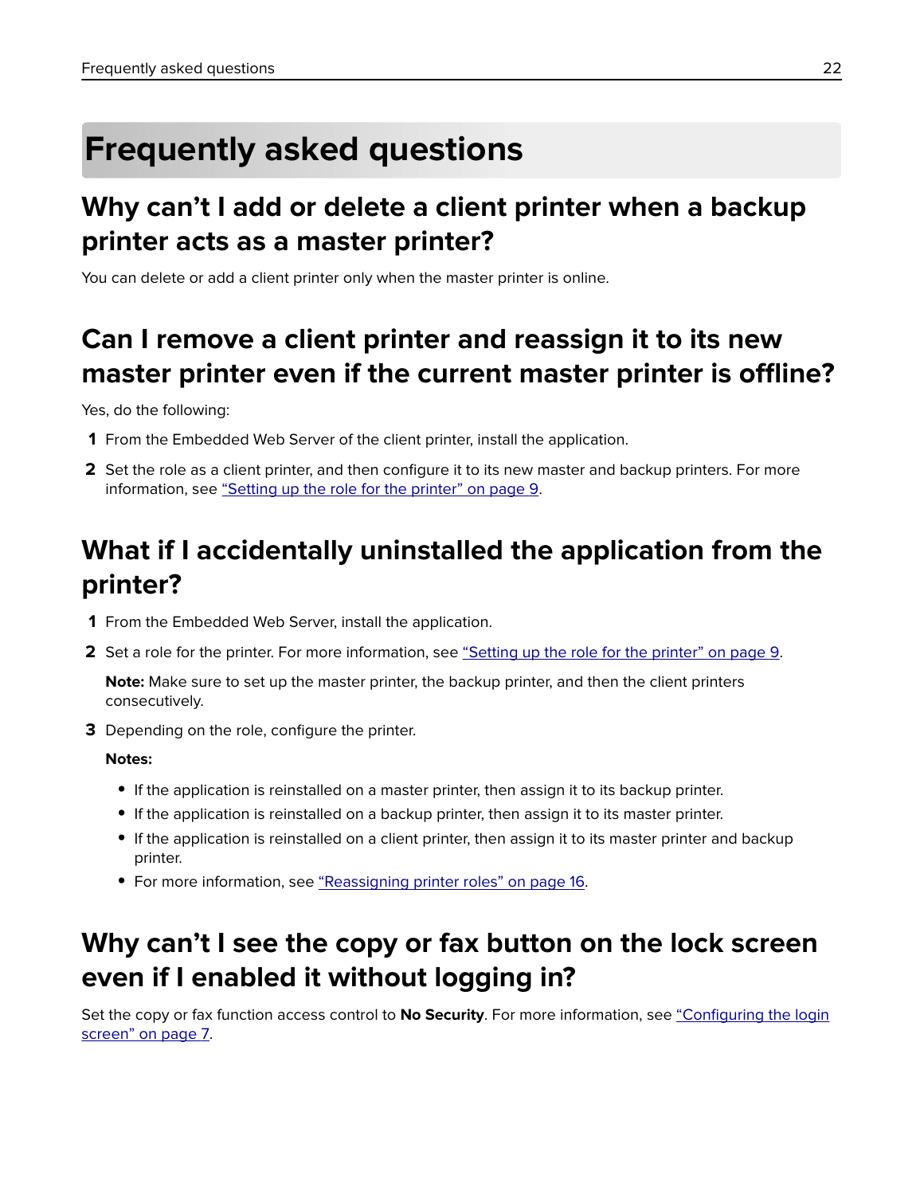# Frequently asked questions

## Why can’t I add or delete a client printer when a backup printer acts as a master printer?

You can delete or add a client printer only when the master printer is online.

## Can I remove a client printer and reassign it to its new master printer even if the current master printer is offline?

Yes, do the following:

1. From the Embedded Web Server of the client printer, install the application.
2. Set the role as a client printer, and then configure it to its new master and backup printers. For more information, see “Setting up the role for the printer” on page 9.

## What if I accidentally uninstalled the application from the printer?

1. From the Embedded Web Server, install the application.
2. Set a role for the printer. For more information, see “Setting up the role for the printer” on page 9.

   **Note:** Make sure to set up the master printer, the backup printer, and then the client printers consecutively.

3. Depending on the role, configure the printer.

   **Notes:**

   - If the application is reinstalled on a master printer, then assign it to its backup printer.
   - If the application is reinstalled on a backup printer, then assign it to its master printer.
   - If the application is reinstalled on a client printer, then assign it to its master printer and backup printer.
   - For more information, see “Reassigning printer roles” on page 16.

## Why can’t I see the copy or fax button on the lock screen even if I enabled it without logging in?

Set the copy or fax function access control to **No Security**. For more information, see “Configuring the login screen” on page 7.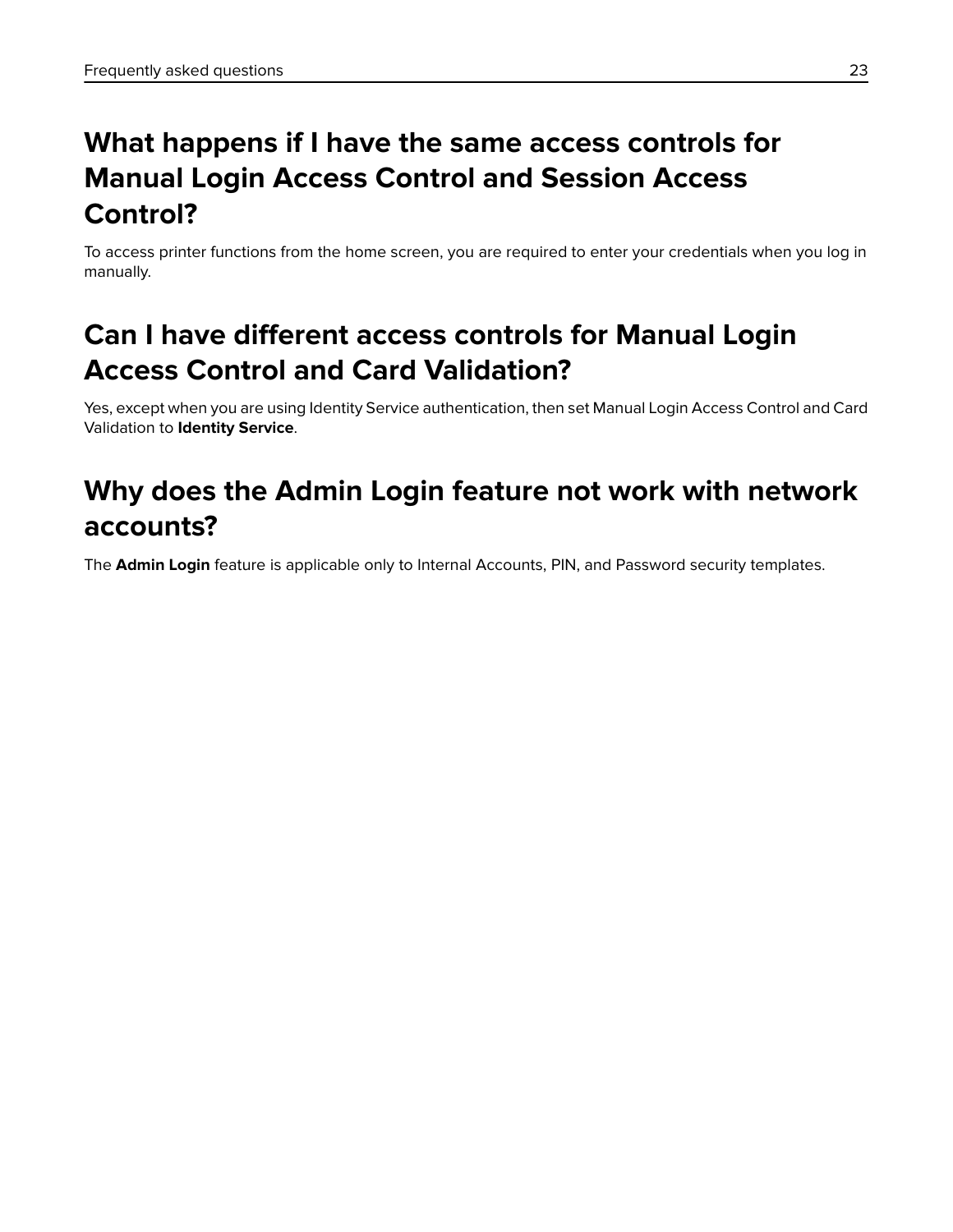## What happens if I have the same access controls for Manual Login Access Control and Session Access Control?

To access printer functions from the home screen, you are required to enter your credentials when you log in manually.

## Can I have different access controls for Manual Login Access Control and Card Validation?

Yes, except when you are using Identity Service authentication, then set Manual Login Access Control and Card Validation to **Identity Service**.

## Why does the Admin Login feature not work with network accounts?

The **Admin Login** feature is applicable only to Internal Accounts, PIN, and Password security templates.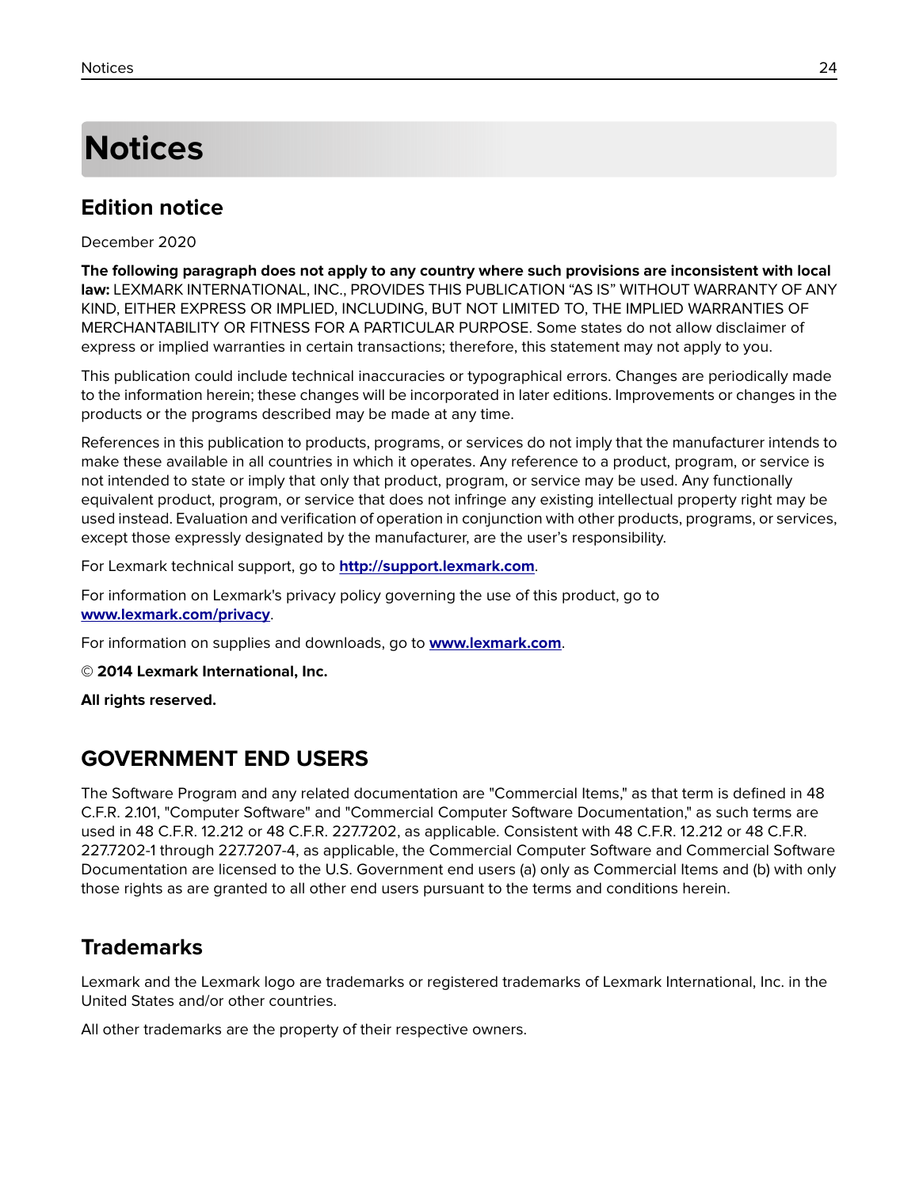# Notices

## Edition notice

December 2020

**The following paragraph does not apply to any country where such provisions are inconsistent with local law:** LEXMARK INTERNATIONAL, INC., PROVIDES THIS PUBLICATION "AS IS" WITHOUT WARRANTY OF ANY KIND, EITHER EXPRESS OR IMPLIED, INCLUDING, BUT NOT LIMITED TO, THE IMPLIED WARRANTIES OF MERCHANTABILITY OR FITNESS FOR A PARTICULAR PURPOSE. Some states do not allow disclaimer of express or implied warranties in certain transactions; therefore, this statement may not apply to you.

This publication could include technical inaccuracies or typographical errors. Changes are periodically made to the information herein; these changes will be incorporated in later editions. Improvements or changes in the products or the programs described may be made at any time.

References in this publication to products, programs, or services do not imply that the manufacturer intends to make these available in all countries in which it operates. Any reference to a product, program, or service is not intended to state or imply that only that product, program, or service may be used. Any functionally equivalent product, program, or service that does not infringe any existing intellectual property right may be used instead. Evaluation and verification of operation in conjunction with other products, programs, or services, except those expressly designated by the manufacturer, are the user's responsibility.

For Lexmark technical support, go to **http://support.lexmark.com**.

For information on Lexmark's privacy policy governing the use of this product, go to **www.lexmark.com/privacy**.

For information on supplies and downloads, go to **www.lexmark.com**.

© **2014 Lexmark International, Inc.**

**All rights reserved.**

## GOVERNMENT END USERS

The Software Program and any related documentation are "Commercial Items," as that term is defined in 48 C.F.R. 2.101, "Computer Software" and "Commercial Computer Software Documentation," as such terms are used in 48 C.F.R. 12.212 or 48 C.F.R. 227.7202, as applicable. Consistent with 48 C.F.R. 12.212 or 48 C.F.R. 227.7202-1 through 227.7207-4, as applicable, the Commercial Computer Software and Commercial Software Documentation are licensed to the U.S. Government end users (a) only as Commercial Items and (b) with only those rights as are granted to all other end users pursuant to the terms and conditions herein.

## Trademarks

Lexmark and the Lexmark logo are trademarks or registered trademarks of Lexmark International, Inc. in the United States and/or other countries.

All other trademarks are the property of their respective owners.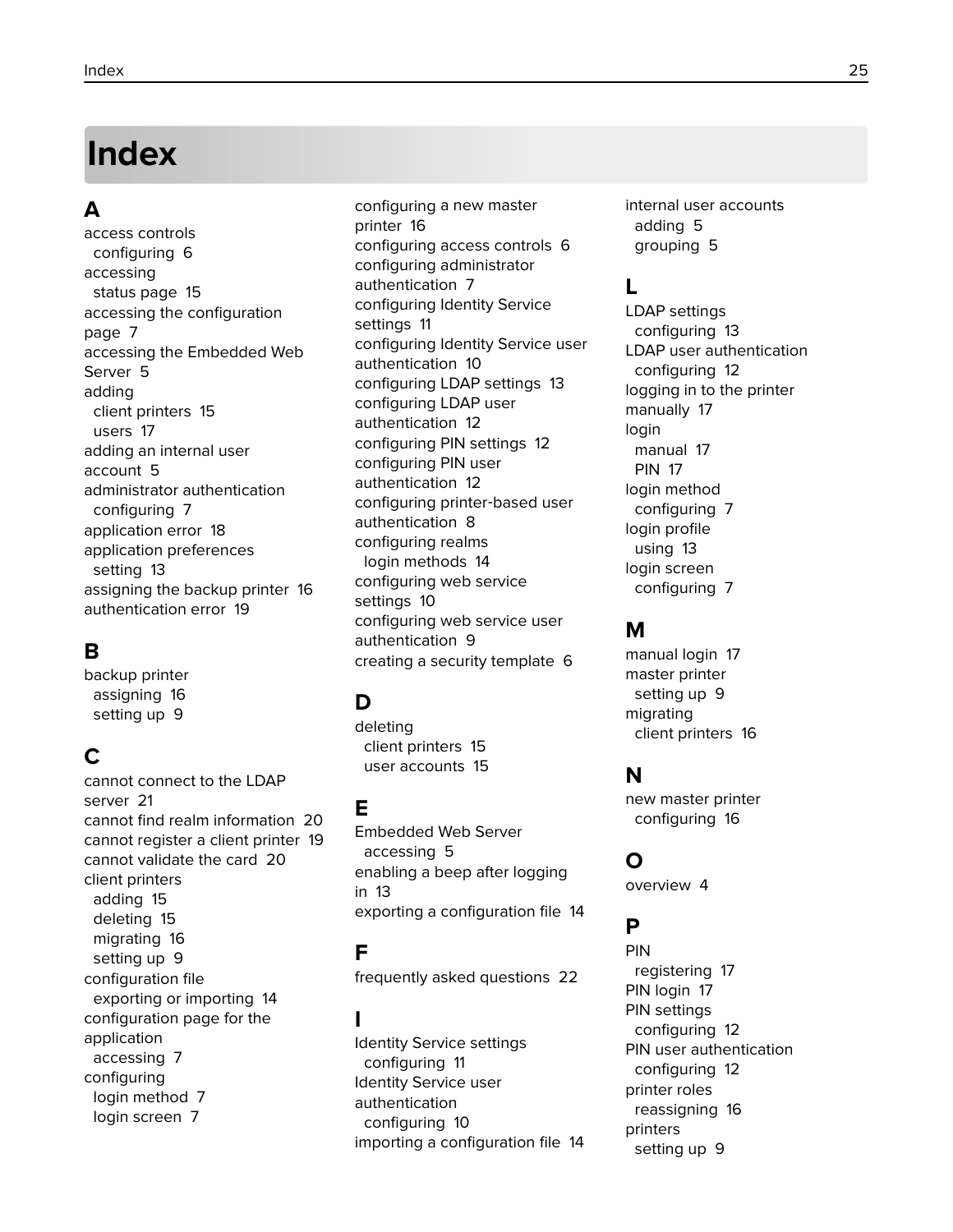# Index

## A

access controls
- configuring 6

accessing
- status page 15

accessing the configuration page 7

accessing the Embedded Web Server 5

adding
- client printers 15
- users 17

adding an internal user account 5

administrator authentication
- configuring 7

application error 18

application preferences
- setting 13

assigning the backup printer 16

authentication error 19

## B

backup printer
- assigning 16
- setting up 9

## C

cannot connect to the LDAP server 21

cannot find realm information 20

cannot register a client printer 19

cannot validate the card 20

client printers
- adding 15
- deleting 15
- migrating 16
- setting up 9

configuration file
- exporting or importing 14

configuration page for the application
- accessing 7

configuring
- login method 7
- login screen 7

configuring a new master printer 16

configuring access controls 6

configuring administrator authentication 7

configuring Identity Service settings 11

configuring Identity Service user authentication 10

configuring LDAP settings 13

configuring LDAP user authentication 12

configuring PIN settings 12

configuring PIN user authentication 12

configuring printer-based user authentication 8

configuring realms
- login methods 14

configuring web service settings 10

configuring web service user authentication 9

creating a security template 6

## D

deleting
- client printers 15
- user accounts 15

## E

Embedded Web Server
- accessing 5

enabling a beep after logging in 13

exporting a configuration file 14

## F

frequently asked questions 22

## I

Identity Service settings
- configuring 11

Identity Service user authentication
- configuring 10

importing a configuration file 14

internal user accounts
- adding 5
- grouping 5

## L

LDAP settings
- configuring 13

LDAP user authentication
- configuring 12

logging in to the printer manually 17

login
- manual 17
- PIN 17

login method
- configuring 7

login profile
- using 13

login screen
- configuring 7

## M

manual login 17

master printer
- setting up 9

migrating
- client printers 16

## N

new master printer
- configuring 16

## O

overview 4

## P

PIN
- registering 17

PIN login 17

PIN settings
- configuring 12

PIN user authentication
- configuring 12

printer roles
- reassigning 16

printers
- setting up 9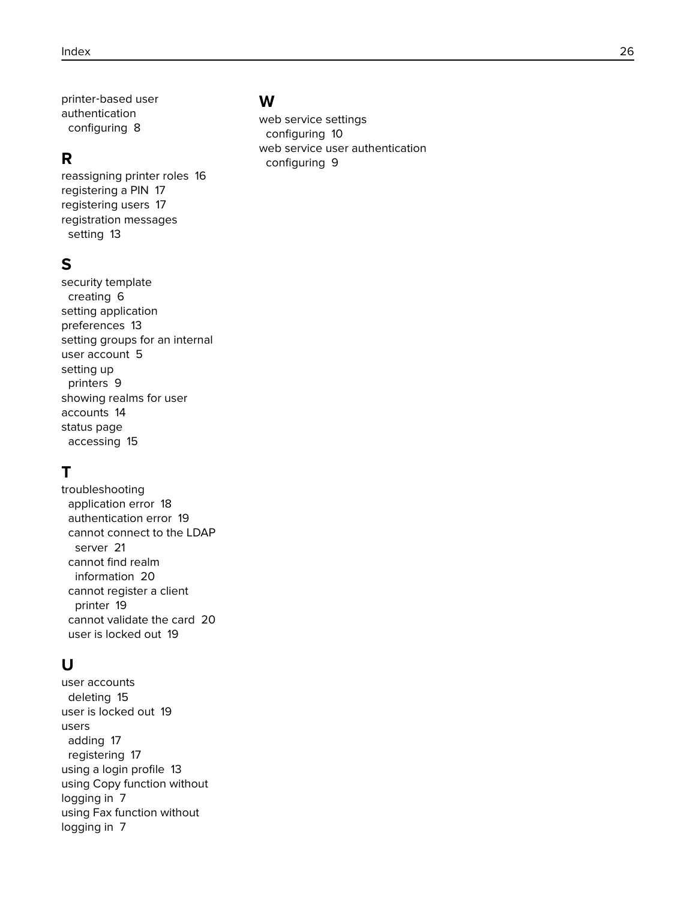printer-based user authentication
  configuring 8

## R

reassigning printer roles 16
registering a PIN 17
registering users 17
registration messages
  setting 13

## S

security template
  creating 6
setting application preferences 13
setting groups for an internal user account 5
setting up
  printers 9
showing realms for user accounts 14
status page
  accessing 15

## T

troubleshooting
  application error 18
  authentication error 19
  cannot connect to the LDAP server 21
  cannot find realm information 20
  cannot register a client printer 19
  cannot validate the card 20
  user is locked out 19

## U

user accounts
  deleting 15
user is locked out 19
users
  adding 17
  registering 17
using a login profile 13
using Copy function without logging in 7
using Fax function without logging in 7

## W

web service settings
  configuring 10
web service user authentication
  configuring 9